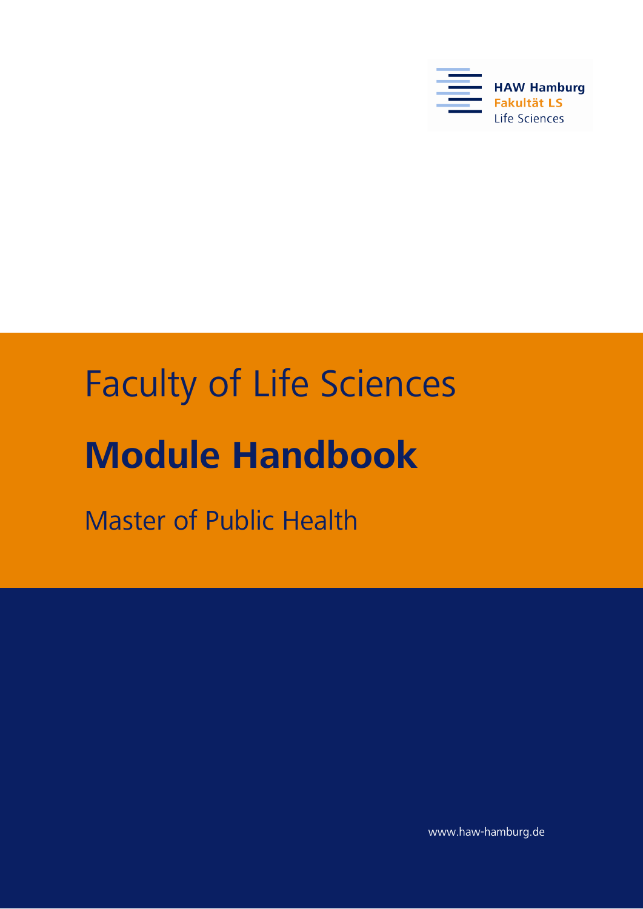HAW Hamburg
Fakultät LS
Life Sciences

# Faculty of Life Sciences

# Module Handbook

## Master of Public Health

www.haw-hamburg.de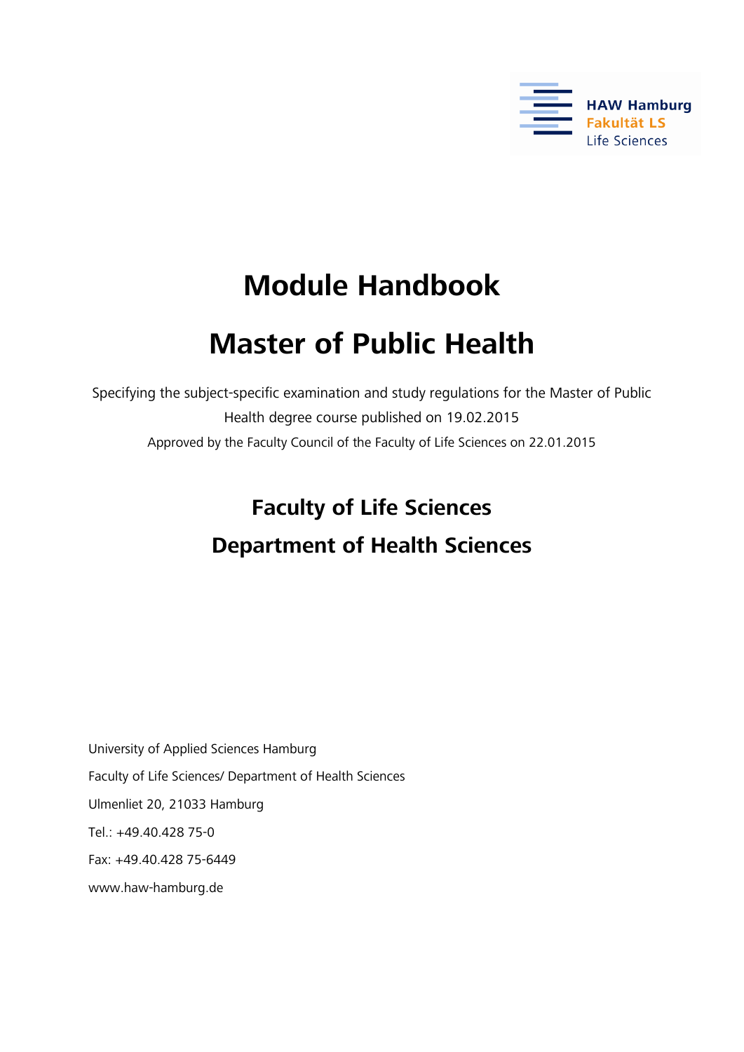HAW Hamburg
Fakultät LS
Life Sciences

# Module Handbook

# Master of Public Health

Specifying the subject-specific examination and study regulations for the Master of Public Health degree course published on 19.02.2015

Approved by the Faculty Council of the Faculty of Life Sciences on 22.01.2015

## Faculty of Life Sciences

## Department of Health Sciences

University of Applied Sciences Hamburg

Faculty of Life Sciences/ Department of Health Sciences

Ulmenliet 20, 21033 Hamburg

Tel.: +49.40.428 75-0

Fax: +49.40.428 75-6449

www.haw-hamburg.de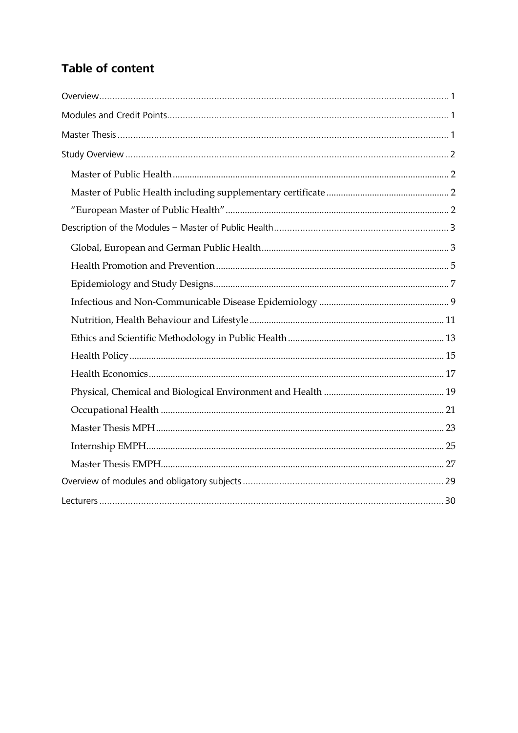## Table of content

- Overview ..... 1
- Modules and Credit Points ..... 1
- Master Thesis ..... 1
- Study Overview ..... 2
  - Master of Public Health ..... 2
  - Master of Public Health including supplementary certificate ..... 2
  - "European Master of Public Health" ..... 2
- Description of the Modules – Master of Public Health ..... 3
  - Global, European and German Public Health ..... 3
  - Health Promotion and Prevention ..... 5
  - Epidemiology and Study Designs ..... 7
  - Infectious and Non-Communicable Disease Epidemiology ..... 9
  - Nutrition, Health Behaviour and Lifestyle ..... 11
  - Ethics and Scientific Methodology in Public Health ..... 13
  - Health Policy ..... 15
  - Health Economics ..... 17
  - Physical, Chemical and Biological Environment and Health ..... 19
  - Occupational Health ..... 21
  - Master Thesis MPH ..... 23
  - Internship EMPH ..... 25
  - Master Thesis EMPH ..... 27
- Overview of modules and obligatory subjects ..... 29
- Lecturers ..... 30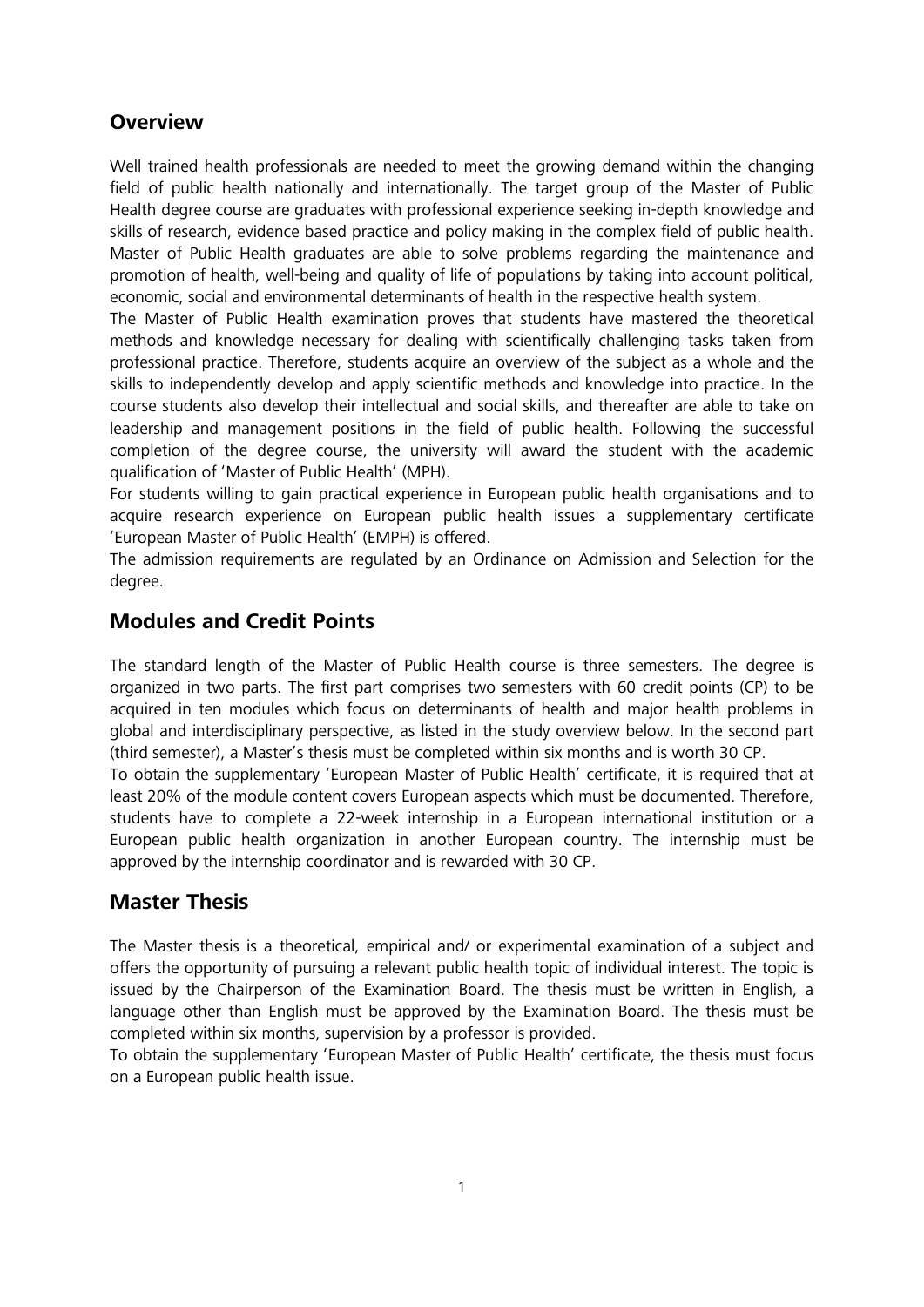## Overview

Well trained health professionals are needed to meet the growing demand within the changing field of public health nationally and internationally. The target group of the Master of Public Health degree course are graduates with professional experience seeking in-depth knowledge and skills of research, evidence based practice and policy making in the complex field of public health. Master of Public Health graduates are able to solve problems regarding the maintenance and promotion of health, well-being and quality of life of populations by taking into account political, economic, social and environmental determinants of health in the respective health system.

The Master of Public Health examination proves that students have mastered the theoretical methods and knowledge necessary for dealing with scientifically challenging tasks taken from professional practice. Therefore, students acquire an overview of the subject as a whole and the skills to independently develop and apply scientific methods and knowledge into practice. In the course students also develop their intellectual and social skills, and thereafter are able to take on leadership and management positions in the field of public health. Following the successful completion of the degree course, the university will award the student with the academic qualification of 'Master of Public Health' (MPH).

For students willing to gain practical experience in European public health organisations and to acquire research experience on European public health issues a supplementary certificate 'European Master of Public Health' (EMPH) is offered.

The admission requirements are regulated by an Ordinance on Admission and Selection for the degree.

## Modules and Credit Points

The standard length of the Master of Public Health course is three semesters. The degree is organized in two parts. The first part comprises two semesters with 60 credit points (CP) to be acquired in ten modules which focus on determinants of health and major health problems in global and interdisciplinary perspective, as listed in the study overview below. In the second part (third semester), a Master's thesis must be completed within six months and is worth 30 CP.

To obtain the supplementary 'European Master of Public Health' certificate, it is required that at least 20% of the module content covers European aspects which must be documented. Therefore, students have to complete a 22-week internship in a European international institution or a European public health organization in another European country. The internship must be approved by the internship coordinator and is rewarded with 30 CP.

## Master Thesis

The Master thesis is a theoretical, empirical and/ or experimental examination of a subject and offers the opportunity of pursuing a relevant public health topic of individual interest. The topic is issued by the Chairperson of the Examination Board. The thesis must be written in English, a language other than English must be approved by the Examination Board. The thesis must be completed within six months, supervision by a professor is provided.

To obtain the supplementary 'European Master of Public Health' certificate, the thesis must focus on a European public health issue.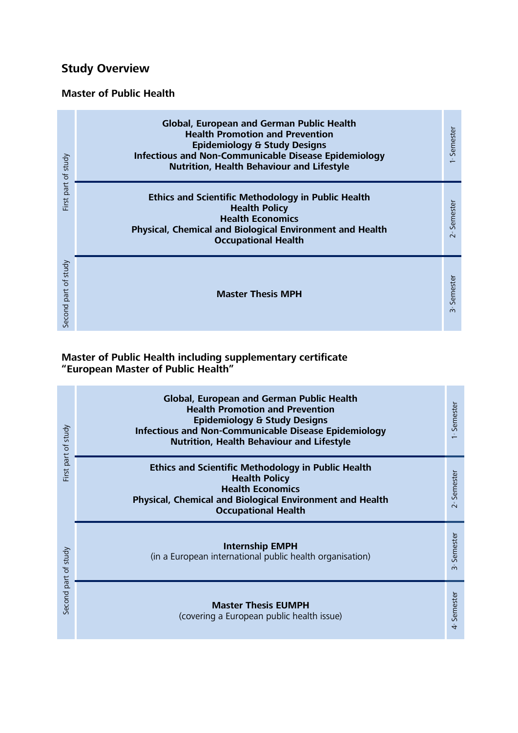## Study Overview

### Master of Public Health

| Part | Modules | Semester |
|---|---|---|
| First part of study | **Global, European and German Public Health**<br>**Health Promotion and Prevention**<br>**Epidemiology & Study Designs**<br>**Infectious and Non-Communicable Disease Epidemiology**<br>**Nutrition, Health Behaviour and Lifestyle** | 1st Semester |
| | **Ethics and Scientific Methodology in Public Health**<br>**Health Policy**<br>**Health Economics**<br>**Physical, Chemical and Biological Environment and Health**<br>**Occupational Health** | 2nd Semester |
| Second part of study | **Master Thesis MPH** | 3rd Semester |

### Master of Public Health including supplementary certificate "European Master of Public Health"

| Part | Modules | Semester |
|---|---|---|
| First part of study | **Global, European and German Public Health**<br>**Health Promotion and Prevention**<br>**Epidemiology & Study Designs**<br>**Infectious and Non-Communicable Disease Epidemiology**<br>**Nutrition, Health Behaviour and Lifestyle** | 1st Semester |
| | **Ethics and Scientific Methodology in Public Health**<br>**Health Policy**<br>**Health Economics**<br>**Physical, Chemical and Biological Environment and Health**<br>**Occupational Health** | 2nd Semester |
| Second part of study | **Internship EMPH**<br>(in a European international public health organisation) | 3rd Semester |
| | **Master Thesis EUMPH**<br>(covering a European public health issue) | 4th Semester |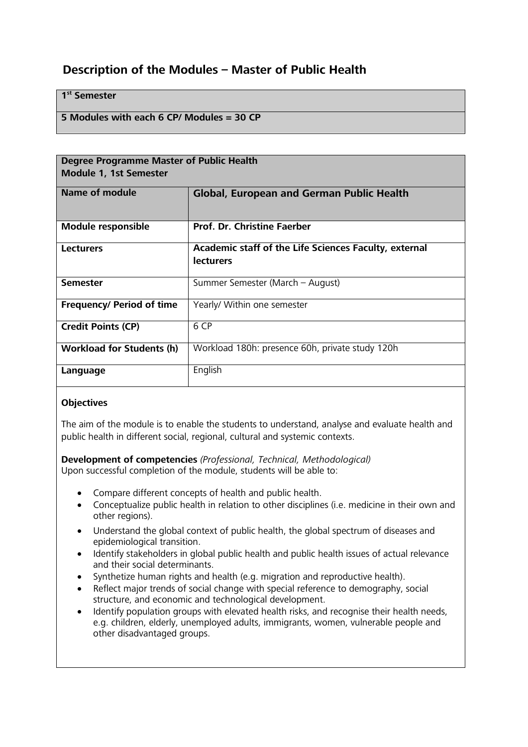## Description of the Modules – Master of Public Health

| 1st Semester |
|---|
| 5 Modules with each 6 CP/ Modules = 30 CP |

| Degree Programme Master of Public Health<br>Module 1, 1st Semester | |
|---|---|
| **Name of module** | **Global, European and German Public Health** |
| **Module responsible** | **Prof. Dr. Christine Faerber** |
| **Lecturers** | **Academic staff of the Life Sciences Faculty, external lecturers** |
| **Semester** | Summer Semester (March – August) |
| **Frequency/ Period of time** | Yearly/ Within one semester |
| **Credit Points (CP)** | 6 CP |
| **Workload for Students (h)** | Workload 180h: presence 60h, private study 120h |
| **Language** | English |

**Objectives**

The aim of the module is to enable the students to understand, analyse and evaluate health and public health in different social, regional, cultural and systemic contexts.

**Development of competencies** *(Professional, Technical, Methodological)*
Upon successful completion of the module, students will be able to:

- Compare different concepts of health and public health.
- Conceptualize public health in relation to other disciplines (i.e. medicine in their own and other regions).
- Understand the global context of public health, the global spectrum of diseases and epidemiological transition.
- Identify stakeholders in global public health and public health issues of actual relevance and their social determinants.
- Synthetize human rights and health (e.g. migration and reproductive health).
- Reflect major trends of social change with special reference to demography, social structure, and economic and technological development.
- Identify population groups with elevated health risks, and recognise their health needs, e.g. children, elderly, unemployed adults, immigrants, women, vulnerable people and other disadvantaged groups.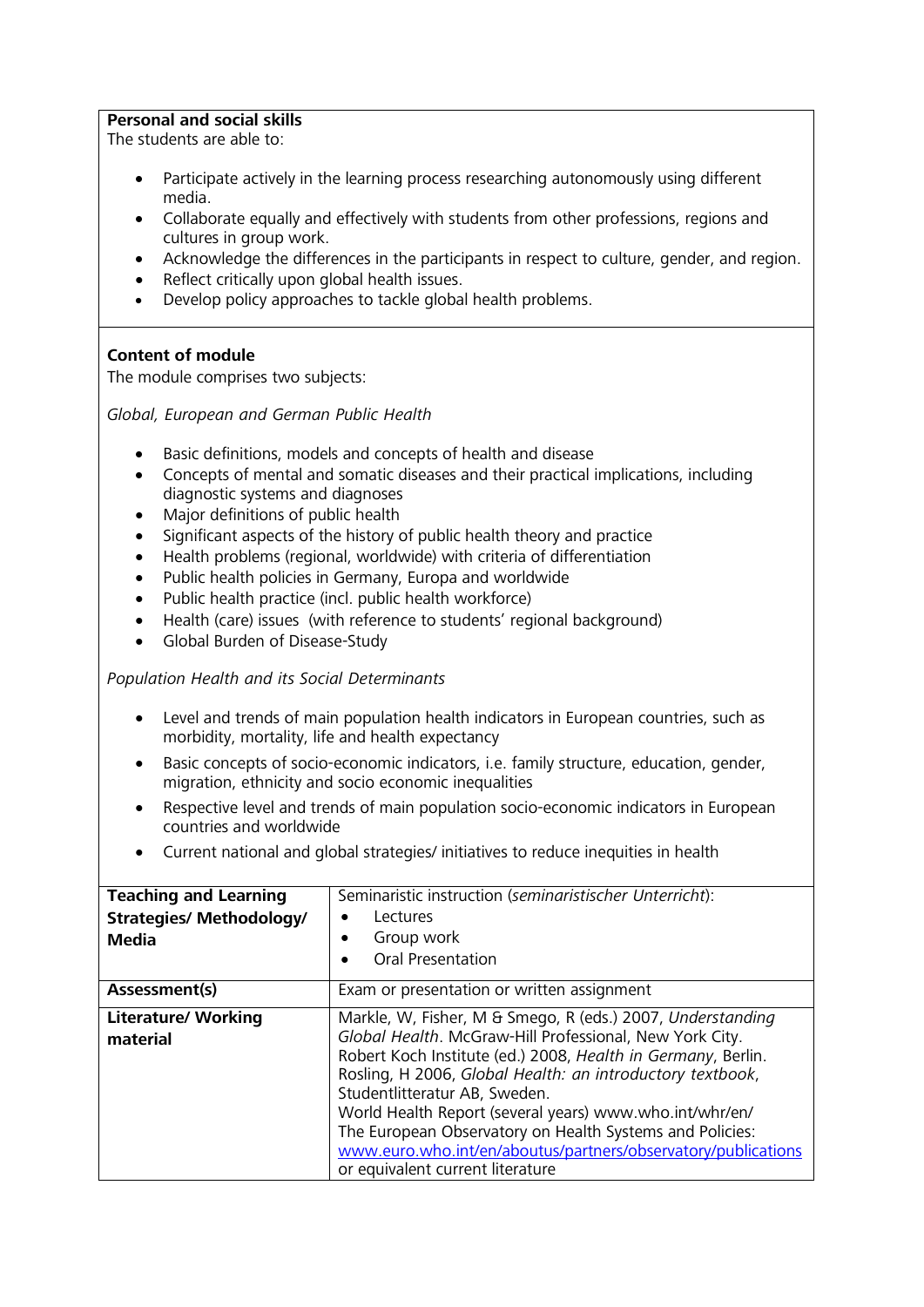**Personal and social skills**
The students are able to:

- Participate actively in the learning process researching autonomously using different media.
- Collaborate equally and effectively with students from other professions, regions and cultures in group work.
- Acknowledge the differences in the participants in respect to culture, gender, and region.
- Reflect critically upon global health issues.
- Develop policy approaches to tackle global health problems.

**Content of module**
The module comprises two subjects:

*Global, European and German Public Health*

- Basic definitions, models and concepts of health and disease
- Concepts of mental and somatic diseases and their practical implications, including diagnostic systems and diagnoses
- Major definitions of public health
- Significant aspects of the history of public health theory and practice
- Health problems (regional, worldwide) with criteria of differentiation
- Public health policies in Germany, Europa and worldwide
- Public health practice (incl. public health workforce)
- Health (care) issues (with reference to students' regional background)
- Global Burden of Disease-Study

*Population Health and its Social Determinants*

- Level and trends of main population health indicators in European countries, such as morbidity, mortality, life and health expectancy
- Basic concepts of socio-economic indicators, i.e. family structure, education, gender, migration, ethnicity and socio economic inequalities
- Respective level and trends of main population socio-economic indicators in European countries and worldwide
- Current national and global strategies/ initiatives to reduce inequities in health

| **Teaching and Learning Strategies/ Methodology/ Media** | Seminaristic instruction (*seminaristischer Unterricht*): <br>• Lectures <br>• Group work <br>• Oral Presentation |
|---|---|
| **Assessment(s)** | Exam or presentation or written assignment |
| **Literature/ Working material** | Markle, W, Fisher, M & Smego, R (eds.) 2007, *Understanding Global Health*. McGraw-Hill Professional, New York City. <br>Robert Koch Institute (ed.) 2008, *Health in Germany*, Berlin. <br>Rosling, H 2006, *Global Health: an introductory textbook*, Studentlitteratur AB, Sweden. <br>World Health Report (several years) www.who.int/whr/en/ <br>The European Observatory on Health Systems and Policies: www.euro.who.int/en/aboutus/partners/observatory/publications <br>or equivalent current literature |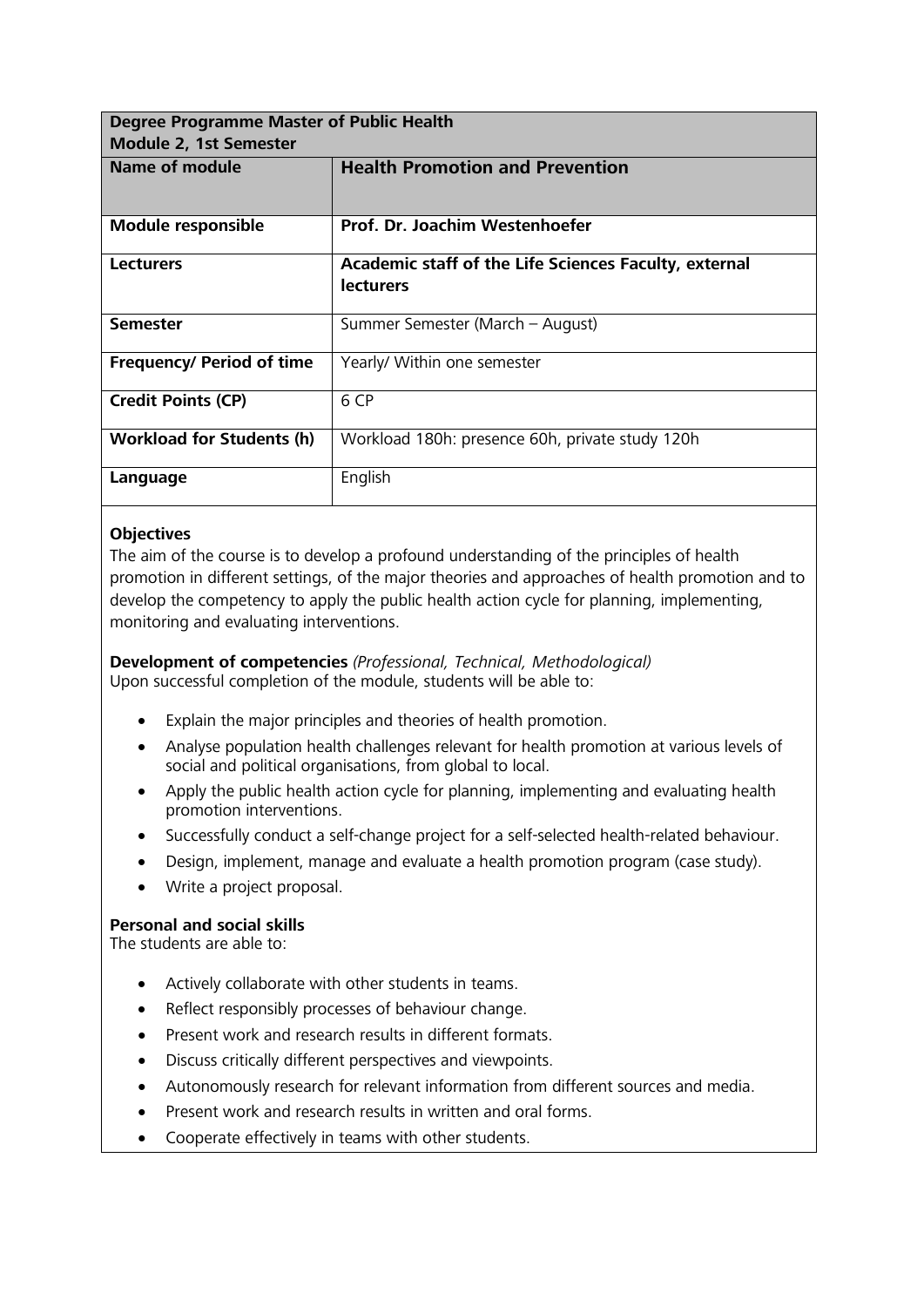| **Degree Programme Master of Public Health<br>Module 2, 1st Semester** | |
|---|---|
| **Name of module** | **Health Promotion and Prevention** |
| **Module responsible** | **Prof. Dr. Joachim Westenhoefer** |
| **Lecturers** | **Academic staff of the Life Sciences Faculty, external lecturers** |
| **Semester** | Summer Semester (March – August) |
| **Frequency/ Period of time** | Yearly/ Within one semester |
| **Credit Points (CP)** | 6 CP |
| **Workload for Students (h)** | Workload 180h: presence 60h, private study 120h |
| **Language** | English |

**Objectives**

The aim of the course is to develop a profound understanding of the principles of health promotion in different settings, of the major theories and approaches of health promotion and to develop the competency to apply the public health action cycle for planning, implementing, monitoring and evaluating interventions.

**Development of competencies** *(Professional, Technical, Methodological)*

Upon successful completion of the module, students will be able to:

- Explain the major principles and theories of health promotion.
- Analyse population health challenges relevant for health promotion at various levels of social and political organisations, from global to local.
- Apply the public health action cycle for planning, implementing and evaluating health promotion interventions.
- Successfully conduct a self-change project for a self-selected health-related behaviour.
- Design, implement, manage and evaluate a health promotion program (case study).
- Write a project proposal.

**Personal and social skills**

The students are able to:

- Actively collaborate with other students in teams.
- Reflect responsibly processes of behaviour change.
- Present work and research results in different formats.
- Discuss critically different perspectives and viewpoints.
- Autonomously research for relevant information from different sources and media.
- Present work and research results in written and oral forms.
- Cooperate effectively in teams with other students.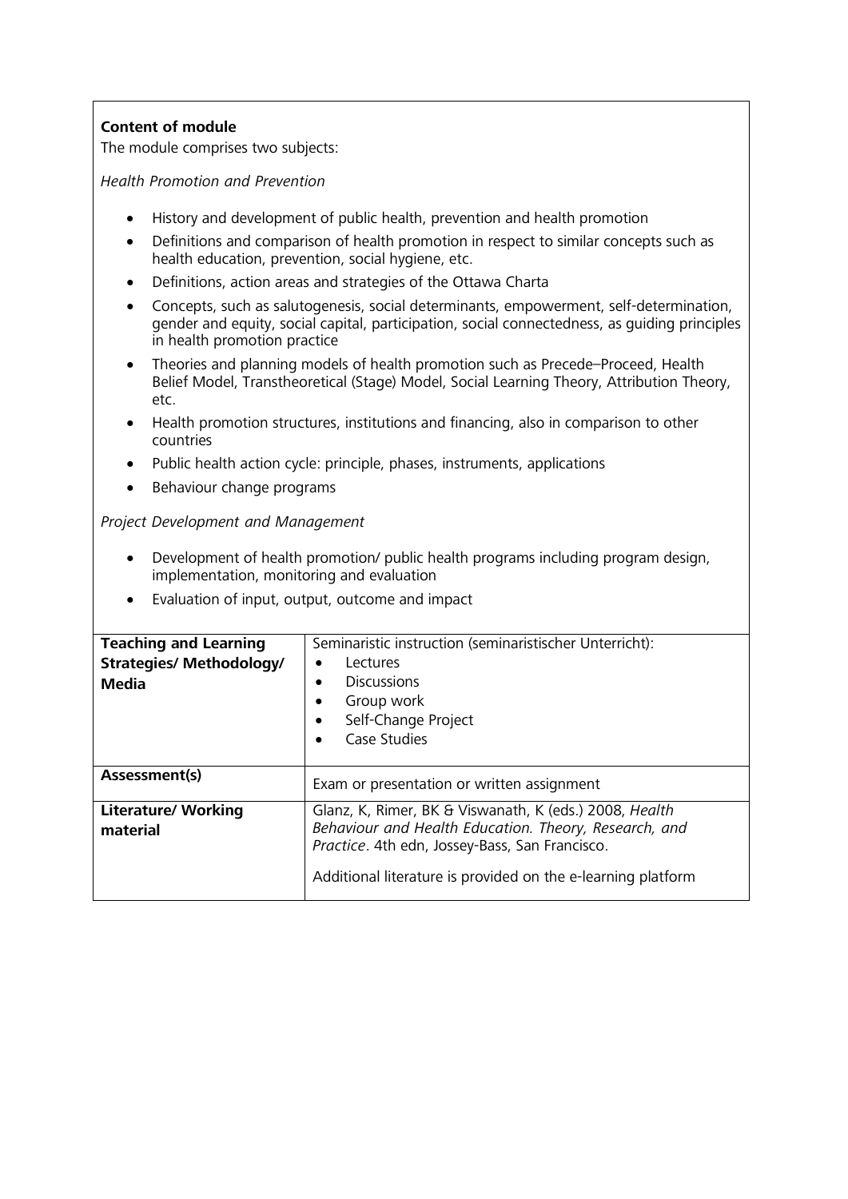**Content of module**

The module comprises two subjects:

*Health Promotion and Prevention*

- History and development of public health, prevention and health promotion
- Definitions and comparison of health promotion in respect to similar concepts such as health education, prevention, social hygiene, etc.
- Definitions, action areas and strategies of the Ottawa Charta
- Concepts, such as salutogenesis, social determinants, empowerment, self-determination, gender and equity, social capital, participation, social connectedness, as guiding principles in health promotion practice
- Theories and planning models of health promotion such as Precede–Proceed, Health Belief Model, Transtheoretical (Stage) Model, Social Learning Theory, Attribution Theory, etc.
- Health promotion structures, institutions and financing, also in comparison to other countries
- Public health action cycle: principle, phases, instruments, applications
- Behaviour change programs

*Project Development and Management*

- Development of health promotion/ public health programs including program design, implementation, monitoring and evaluation
- Evaluation of input, output, outcome and impact

| | |
|---|---|
| **Teaching and Learning Strategies/ Methodology/ Media** | Seminaristic instruction (seminaristischer Unterricht):<br>• Lectures<br>• Discussions<br>• Group work<br>• Self-Change Project<br>• Case Studies |
| **Assessment(s)** | Exam or presentation or written assignment |
| **Literature/ Working material** | Glanz, K, Rimer, BK & Viswanath, K (eds.) 2008, *Health Behaviour and Health Education. Theory, Research, and Practice*. 4th edn, Jossey-Bass, San Francisco.<br><br>Additional literature is provided on the e-learning platform |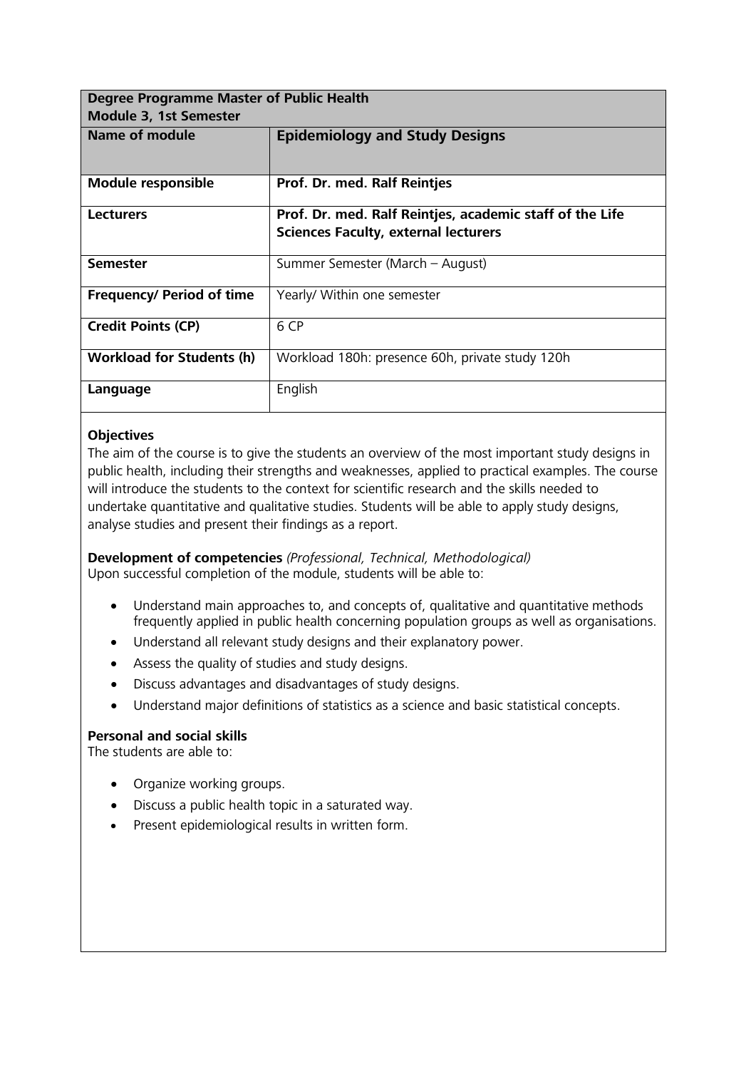| **Degree Programme Master of Public Health**<br>**Module 3, 1st Semester** | |
|---|---|
| **Name of module** | **Epidemiology and Study Designs** |
| **Module responsible** | **Prof. Dr. med. Ralf Reintjes** |
| **Lecturers** | **Prof. Dr. med. Ralf Reintjes, academic staff of the Life Sciences Faculty, external lecturers** |
| **Semester** | Summer Semester (March – August) |
| **Frequency/ Period of time** | Yearly/ Within one semester |
| **Credit Points (CP)** | 6 CP |
| **Workload for Students (h)** | Workload 180h: presence 60h, private study 120h |
| **Language** | English |

**Objectives**

The aim of the course is to give the students an overview of the most important study designs in public health, including their strengths and weaknesses, applied to practical examples. The course will introduce the students to the context for scientific research and the skills needed to undertake quantitative and qualitative studies. Students will be able to apply study designs, analyse studies and present their findings as a report.

**Development of competencies** *(Professional, Technical, Methodological)*

Upon successful completion of the module, students will be able to:

- Understand main approaches to, and concepts of, qualitative and quantitative methods frequently applied in public health concerning population groups as well as organisations.
- Understand all relevant study designs and their explanatory power.
- Assess the quality of studies and study designs.
- Discuss advantages and disadvantages of study designs.
- Understand major definitions of statistics as a science and basic statistical concepts.

**Personal and social skills**

The students are able to:

- Organize working groups.
- Discuss a public health topic in a saturated way.
- Present epidemiological results in written form.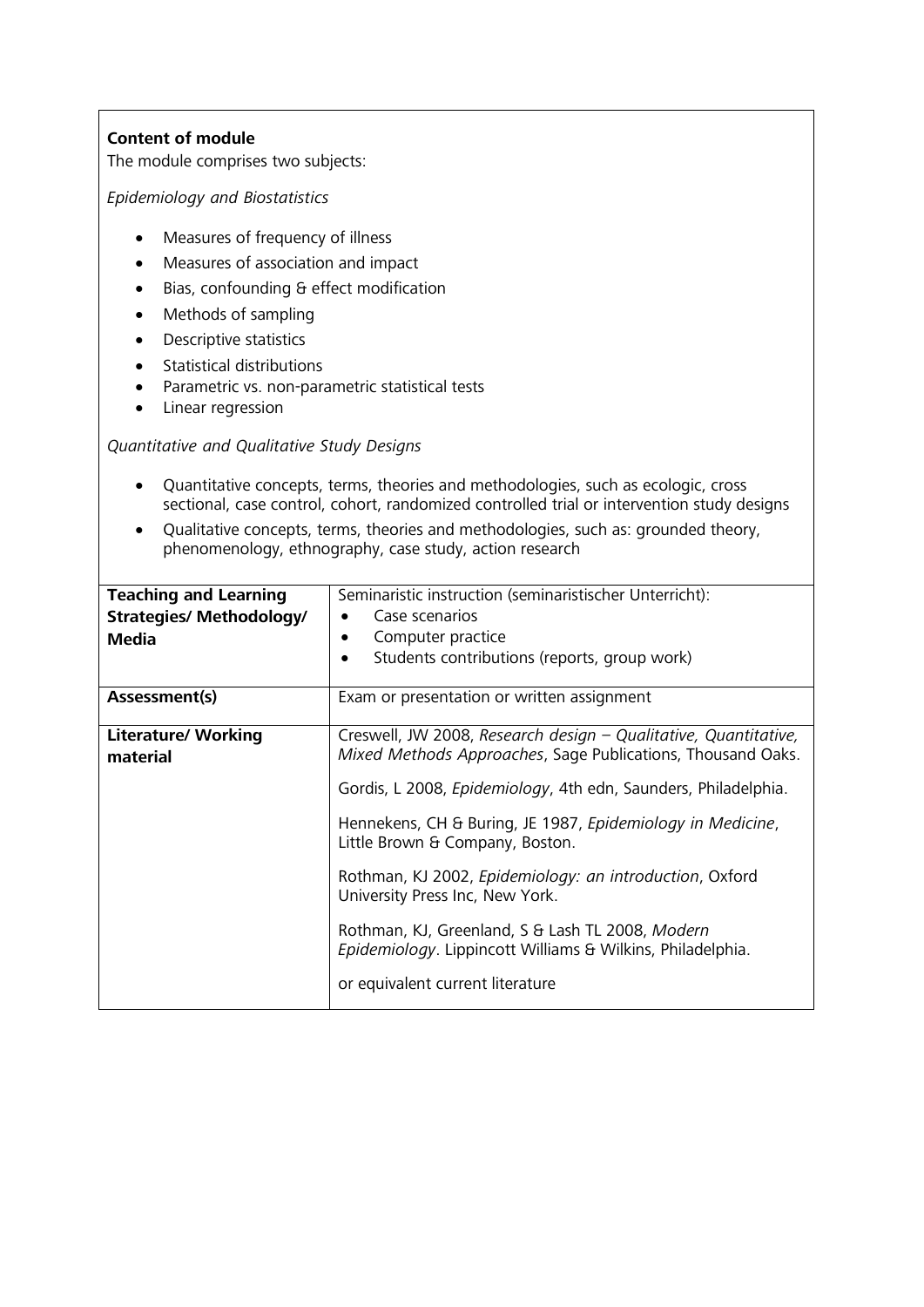**Content of module**

The module comprises two subjects:

*Epidemiology and Biostatistics*

- Measures of frequency of illness
- Measures of association and impact
- Bias, confounding & effect modification
- Methods of sampling
- Descriptive statistics
- Statistical distributions
- Parametric vs. non-parametric statistical tests
- Linear regression

*Quantitative and Qualitative Study Designs*

- Quantitative concepts, terms, theories and methodologies, such as ecologic, cross sectional, case control, cohort, randomized controlled trial or intervention study designs
- Qualitative concepts, terms, theories and methodologies, such as: grounded theory, phenomenology, ethnography, case study, action research

| | |
|---|---|
| **Teaching and Learning Strategies/ Methodology/ Media** | Seminaristic instruction (seminaristischer Unterricht):<br>• Case scenarios<br>• Computer practice<br>• Students contributions (reports, group work) |
| **Assessment(s)** | Exam or presentation or written assignment |
| **Literature/ Working material** | Creswell, JW 2008, *Research design – Qualitative, Quantitative, Mixed Methods Approaches*, Sage Publications, Thousand Oaks.<br><br>Gordis, L 2008, *Epidemiology*, 4th edn, Saunders, Philadelphia.<br><br>Hennekens, CH & Buring, JE 1987, *Epidemiology in Medicine*, Little Brown & Company, Boston.<br><br>Rothman, KJ 2002, *Epidemiology: an introduction*, Oxford University Press Inc, New York.<br><br>Rothman, KJ, Greenland, S & Lash TL 2008, *Modern Epidemiology*. Lippincott Williams & Wilkins, Philadelphia.<br><br>or equivalent current literature |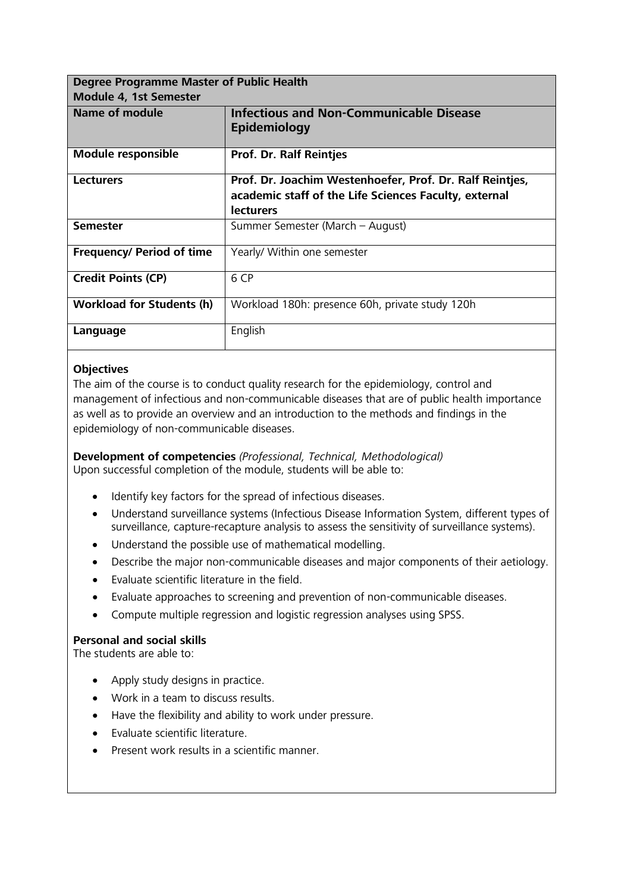| Degree Programme Master of Public Health<br>Module 4, 1st Semester | |
|---|---|
| **Name of module** | **Infectious and Non-Communicable Disease Epidemiology** |
| **Module responsible** | **Prof. Dr. Ralf Reintjes** |
| **Lecturers** | **Prof. Dr. Joachim Westenhoefer, Prof. Dr. Ralf Reintjes, academic staff of the Life Sciences Faculty, external lecturers** |
| **Semester** | Summer Semester (March – August) |
| **Frequency/ Period of time** | Yearly/ Within one semester |
| **Credit Points (CP)** | 6 CP |
| **Workload for Students (h)** | Workload 180h: presence 60h, private study 120h |
| **Language** | English |

**Objectives**

The aim of the course is to conduct quality research for the epidemiology, control and management of infectious and non-communicable diseases that are of public health importance as well as to provide an overview and an introduction to the methods and findings in the epidemiology of non-communicable diseases.

**Development of competencies** *(Professional, Technical, Methodological)*

Upon successful completion of the module, students will be able to:

- Identify key factors for the spread of infectious diseases.
- Understand surveillance systems (Infectious Disease Information System, different types of surveillance, capture-recapture analysis to assess the sensitivity of surveillance systems).
- Understand the possible use of mathematical modelling.
- Describe the major non-communicable diseases and major components of their aetiology.
- Evaluate scientific literature in the field.
- Evaluate approaches to screening and prevention of non-communicable diseases.
- Compute multiple regression and logistic regression analyses using SPSS.

**Personal and social skills**

The students are able to:

- Apply study designs in practice.
- Work in a team to discuss results.
- Have the flexibility and ability to work under pressure.
- Evaluate scientific literature.
- Present work results in a scientific manner.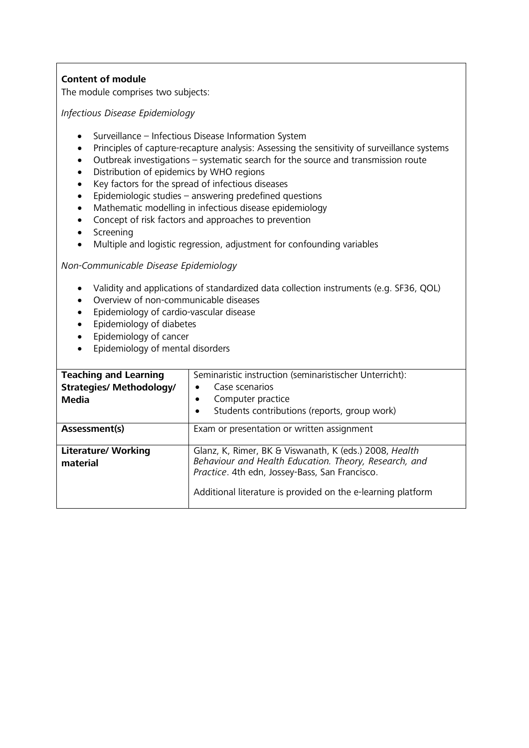**Content of module**

The module comprises two subjects:

*Infectious Disease Epidemiology*

- Surveillance – Infectious Disease Information System
- Principles of capture-recapture analysis: Assessing the sensitivity of surveillance systems
- Outbreak investigations – systematic search for the source and transmission route
- Distribution of epidemics by WHO regions
- Key factors for the spread of infectious diseases
- Epidemiologic studies – answering predefined questions
- Mathematic modelling in infectious disease epidemiology
- Concept of risk factors and approaches to prevention
- Screening
- Multiple and logistic regression, adjustment for confounding variables

*Non-Communicable Disease Epidemiology*

- Validity and applications of standardized data collection instruments (e.g. SF36, QOL)
- Overview of non-communicable diseases
- Epidemiology of cardio-vascular disease
- Epidemiology of diabetes
- Epidemiology of cancer
- Epidemiology of mental disorders

| | |
|---|---|
| **Teaching and Learning Strategies/ Methodology/ Media** | Seminaristic instruction (seminaristischer Unterricht): <br> • Case scenarios <br> • Computer practice <br> • Students contributions (reports, group work) |
| **Assessment(s)** | Exam or presentation or written assignment |
| **Literature/ Working material** | Glanz, K, Rimer, BK & Viswanath, K (eds.) 2008, *Health Behaviour and Health Education. Theory, Research, and Practice*. 4th edn, Jossey-Bass, San Francisco. <br><br> Additional literature is provided on the e-learning platform |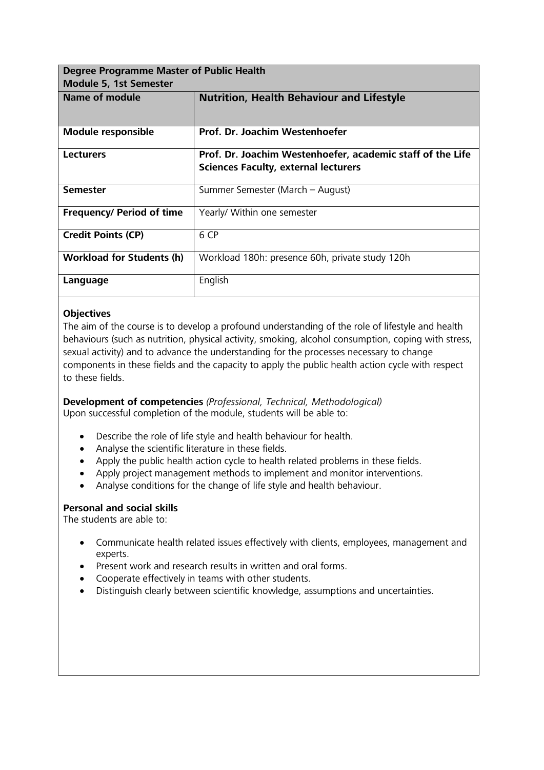| Degree Programme Master of Public Health<br>Module 5, 1st Semester | |
|---|---|
| **Name of module** | **Nutrition, Health Behaviour and Lifestyle** |
| **Module responsible** | **Prof. Dr. Joachim Westenhoefer** |
| **Lecturers** | **Prof. Dr. Joachim Westenhoefer, academic staff of the Life Sciences Faculty, external lecturers** |
| **Semester** | Summer Semester (March – August) |
| **Frequency/ Period of time** | Yearly/ Within one semester |
| **Credit Points (CP)** | 6 CP |
| **Workload for Students (h)** | Workload 180h: presence 60h, private study 120h |
| **Language** | English |

**Objectives**

The aim of the course is to develop a profound understanding of the role of lifestyle and health behaviours (such as nutrition, physical activity, smoking, alcohol consumption, coping with stress, sexual activity) and to advance the understanding for the processes necessary to change components in these fields and the capacity to apply the public health action cycle with respect to these fields.

**Development of competencies** *(Professional, Technical, Methodological)*

Upon successful completion of the module, students will be able to:

- Describe the role of life style and health behaviour for health.
- Analyse the scientific literature in these fields.
- Apply the public health action cycle to health related problems in these fields.
- Apply project management methods to implement and monitor interventions.
- Analyse conditions for the change of life style and health behaviour.

**Personal and social skills**

The students are able to:

- Communicate health related issues effectively with clients, employees, management and experts.
- Present work and research results in written and oral forms.
- Cooperate effectively in teams with other students.
- Distinguish clearly between scientific knowledge, assumptions and uncertainties.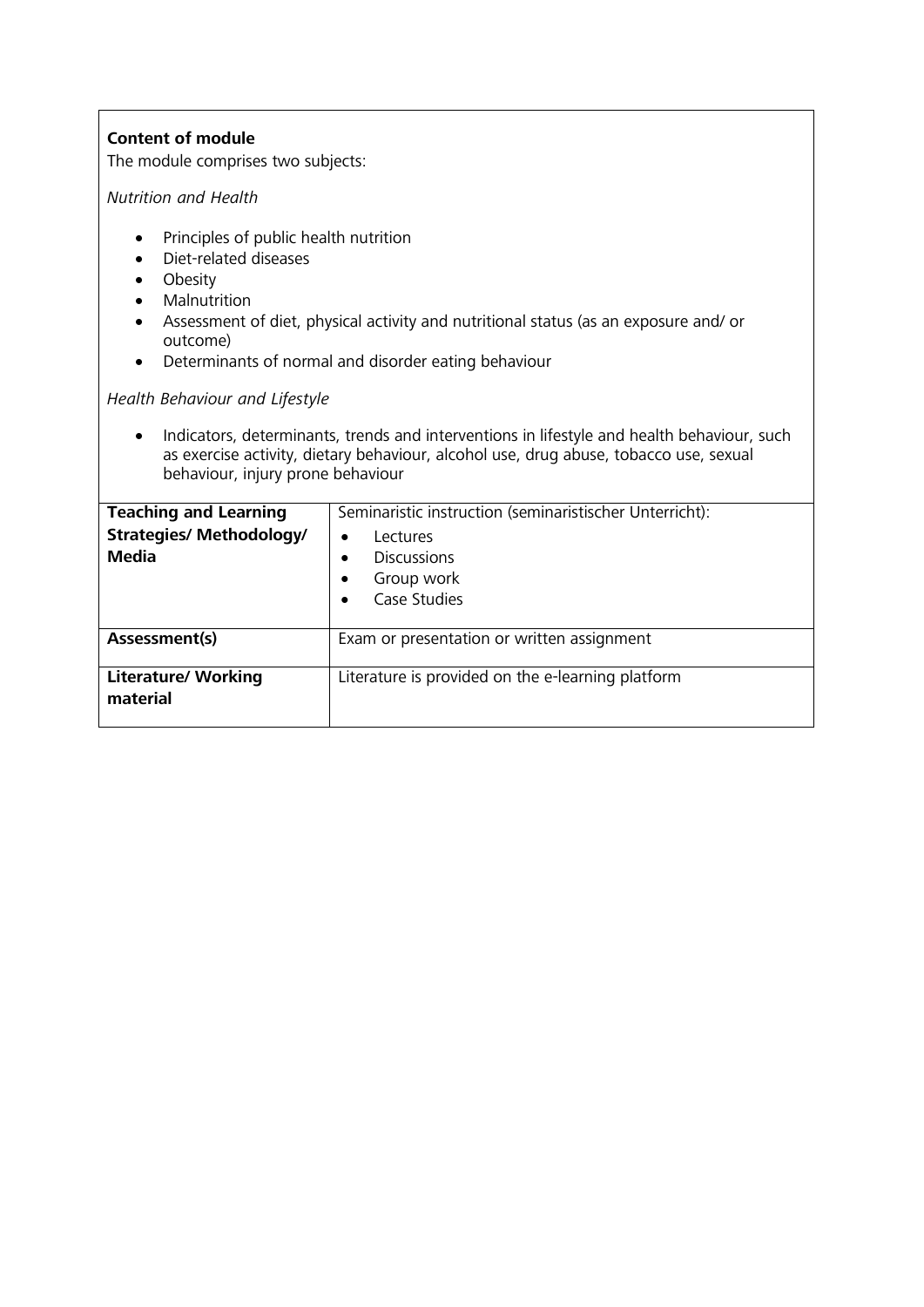**Content of module**

The module comprises two subjects:

*Nutrition and Health*

- Principles of public health nutrition
- Diet-related diseases
- Obesity
- Malnutrition
- Assessment of diet, physical activity and nutritional status (as an exposure and/ or outcome)
- Determinants of normal and disorder eating behaviour

*Health Behaviour and Lifestyle*

- Indicators, determinants, trends and interventions in lifestyle and health behaviour, such as exercise activity, dietary behaviour, alcohol use, drug abuse, tobacco use, sexual behaviour, injury prone behaviour

| | |
|---|---|
| **Teaching and Learning Strategies/ Methodology/ Media** | Seminaristic instruction (seminaristischer Unterricht): <br> • Lectures <br> • Discussions <br> • Group work <br> • Case Studies |
| **Assessment(s)** | Exam or presentation or written assignment |
| **Literature/ Working material** | Literature is provided on the e-learning platform |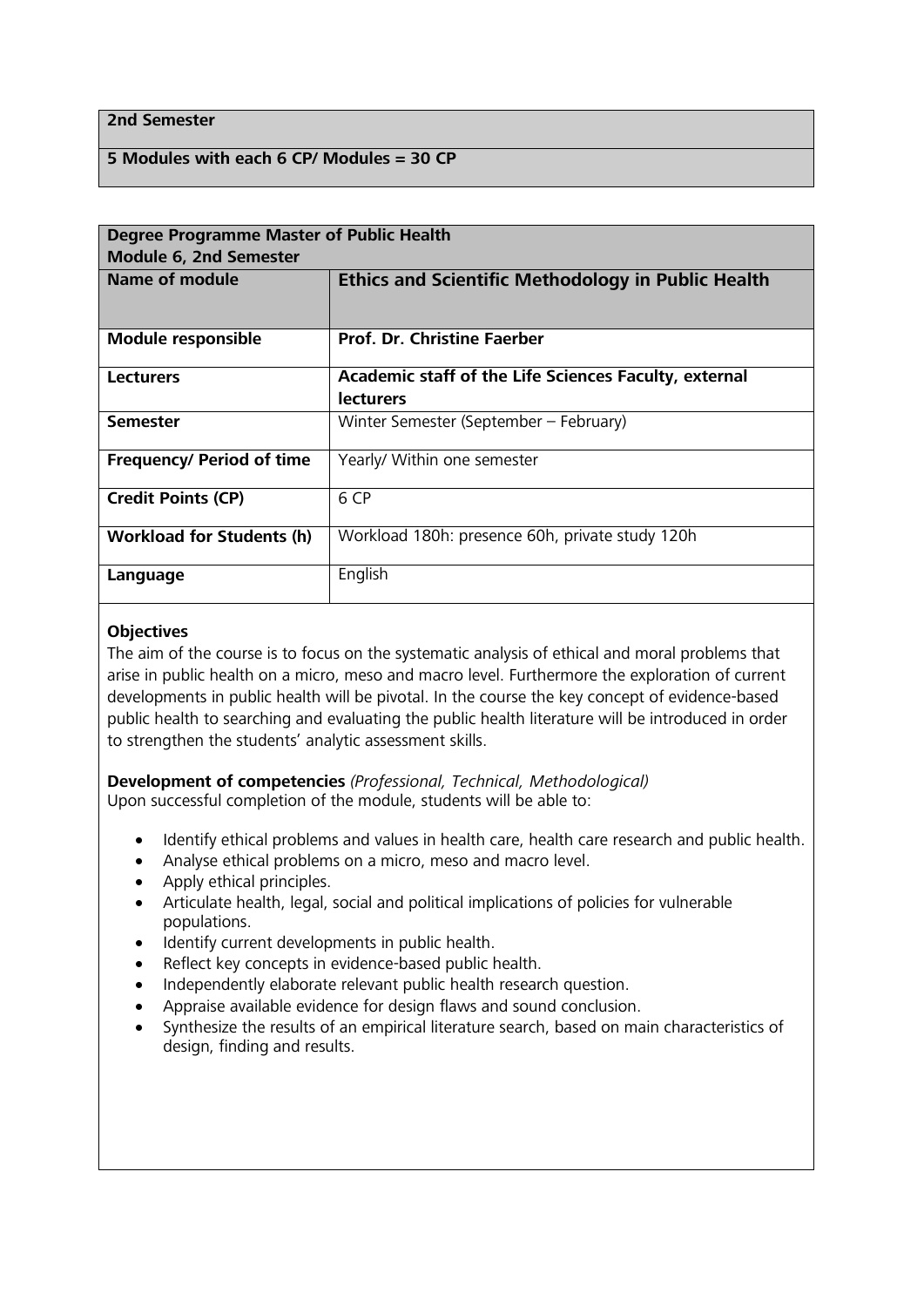| **2nd Semester** |
|---|
| **5 Modules with each 6 CP/ Modules = 30 CP** |

| **Degree Programme Master of Public Health**<br>**Module 6, 2nd Semester** | |
|---|---|
| **Name of module** | **Ethics and Scientific Methodology in Public Health** |
| **Module responsible** | **Prof. Dr. Christine Faerber** |
| **Lecturers** | **Academic staff of the Life Sciences Faculty, external lecturers** |
| **Semester** | Winter Semester (September – February) |
| **Frequency/ Period of time** | Yearly/ Within one semester |
| **Credit Points (CP)** | 6 CP |
| **Workload for Students (h)** | Workload 180h: presence 60h, private study 120h |
| **Language** | English |

**Objectives**

The aim of the course is to focus on the systematic analysis of ethical and moral problems that arise in public health on a micro, meso and macro level. Furthermore the exploration of current developments in public health will be pivotal. In the course the key concept of evidence-based public health to searching and evaluating the public health literature will be introduced in order to strengthen the students' analytic assessment skills.

**Development of competencies** *(Professional, Technical, Methodological)*

Upon successful completion of the module, students will be able to:

- Identify ethical problems and values in health care, health care research and public health.
- Analyse ethical problems on a micro, meso and macro level.
- Apply ethical principles.
- Articulate health, legal, social and political implications of policies for vulnerable populations.
- Identify current developments in public health.
- Reflect key concepts in evidence-based public health.
- Independently elaborate relevant public health research question.
- Appraise available evidence for design flaws and sound conclusion.
- Synthesize the results of an empirical literature search, based on main characteristics of design, finding and results.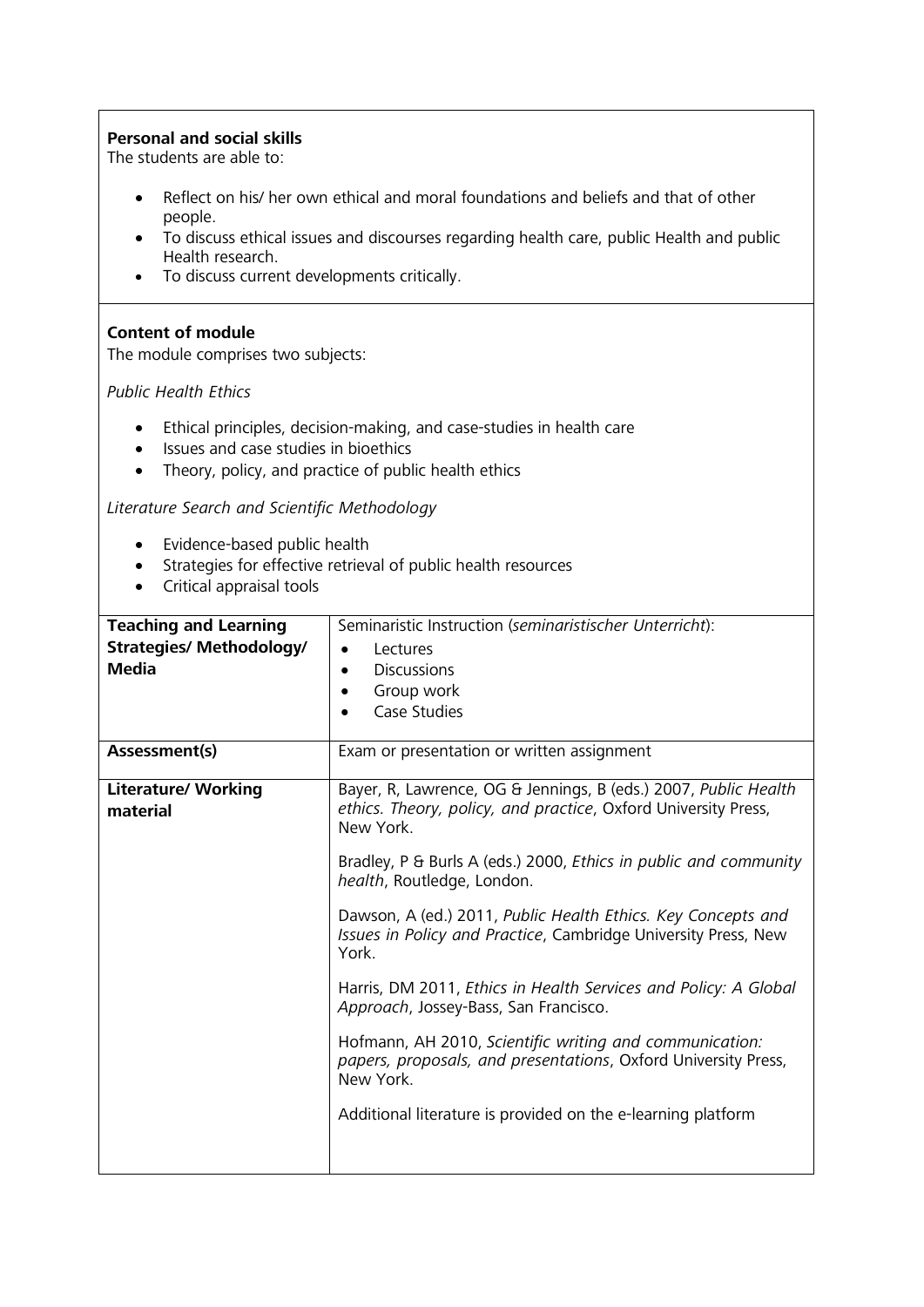**Personal and social skills**
The students are able to:

- Reflect on his/ her own ethical and moral foundations and beliefs and that of other people.
- To discuss ethical issues and discourses regarding health care, public Health and public Health research.
- To discuss current developments critically.

**Content of module**
The module comprises two subjects:

*Public Health Ethics*

- Ethical principles, decision-making, and case-studies in health care
- Issues and case studies in bioethics
- Theory, policy, and practice of public health ethics

*Literature Search and Scientific Methodology*

- Evidence-based public health
- Strategies for effective retrieval of public health resources
- Critical appraisal tools

| | |
|---|---|
| **Teaching and Learning Strategies/ Methodology/ Media** | Seminaristic Instruction (*seminaristischer Unterricht*):<br>• Lectures<br>• Discussions<br>• Group work<br>• Case Studies |
| **Assessment(s)** | Exam or presentation or written assignment |
| **Literature/ Working material** | Bayer, R, Lawrence, OG & Jennings, B (eds.) 2007, *Public Health ethics. Theory, policy, and practice*, Oxford University Press, New York.<br><br>Bradley, P & Burls A (eds.) 2000, *Ethics in public and community health*, Routledge, London.<br><br>Dawson, A (ed.) 2011, *Public Health Ethics. Key Concepts and Issues in Policy and Practice*, Cambridge University Press, New York.<br><br>Harris, DM 2011, *Ethics in Health Services and Policy: A Global Approach*, Jossey-Bass, San Francisco.<br><br>Hofmann, AH 2010, *Scientific writing and communication: papers, proposals, and presentations*, Oxford University Press, New York.<br><br>Additional literature is provided on the e-learning platform |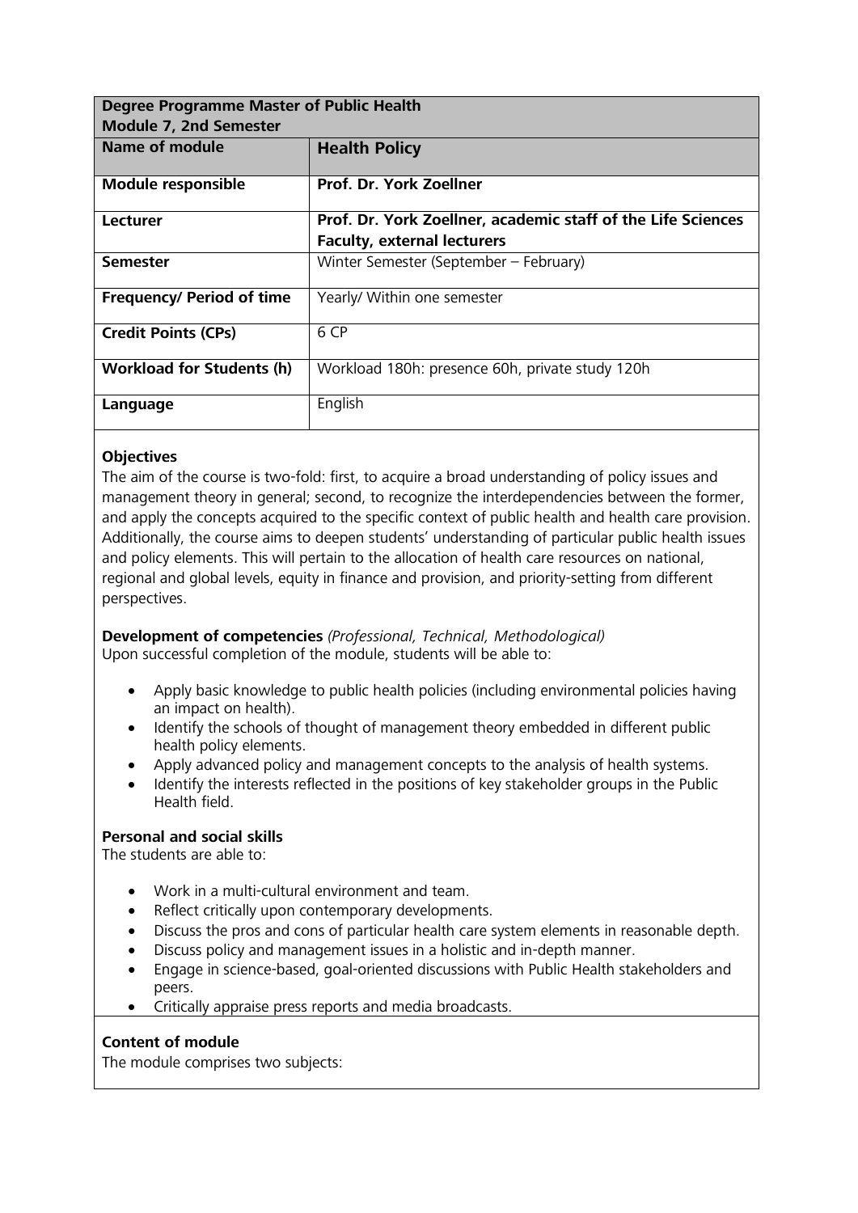| Degree Programme Master of Public Health<br>Module 7, 2nd Semester | |
|---|---|
| **Name of module** | **Health Policy** |
| **Module responsible** | **Prof. Dr. York Zoellner** |
| **Lecturer** | **Prof. Dr. York Zoellner, academic staff of the Life Sciences Faculty, external lecturers** |
| **Semester** | Winter Semester (September – February) |
| **Frequency/ Period of time** | Yearly/ Within one semester |
| **Credit Points (CPs)** | 6 CP |
| **Workload for Students (h)** | Workload 180h: presence 60h, private study 120h |
| **Language** | English |

**Objectives**

The aim of the course is two-fold: first, to acquire a broad understanding of policy issues and management theory in general; second, to recognize the interdependencies between the former, and apply the concepts acquired to the specific context of public health and health care provision. Additionally, the course aims to deepen students' understanding of particular public health issues and policy elements. This will pertain to the allocation of health care resources on national, regional and global levels, equity in finance and provision, and priority-setting from different perspectives.

**Development of competencies** *(Professional, Technical, Methodological)*

Upon successful completion of the module, students will be able to:

- Apply basic knowledge to public health policies (including environmental policies having an impact on health).
- Identify the schools of thought of management theory embedded in different public health policy elements.
- Apply advanced policy and management concepts to the analysis of health systems.
- Identify the interests reflected in the positions of key stakeholder groups in the Public Health field.

**Personal and social skills**

The students are able to:

- Work in a multi-cultural environment and team.
- Reflect critically upon contemporary developments.
- Discuss the pros and cons of particular health care system elements in reasonable depth.
- Discuss policy and management issues in a holistic and in-depth manner.
- Engage in science-based, goal-oriented discussions with Public Health stakeholders and peers.
- Critically appraise press reports and media broadcasts.

**Content of module**

The module comprises two subjects: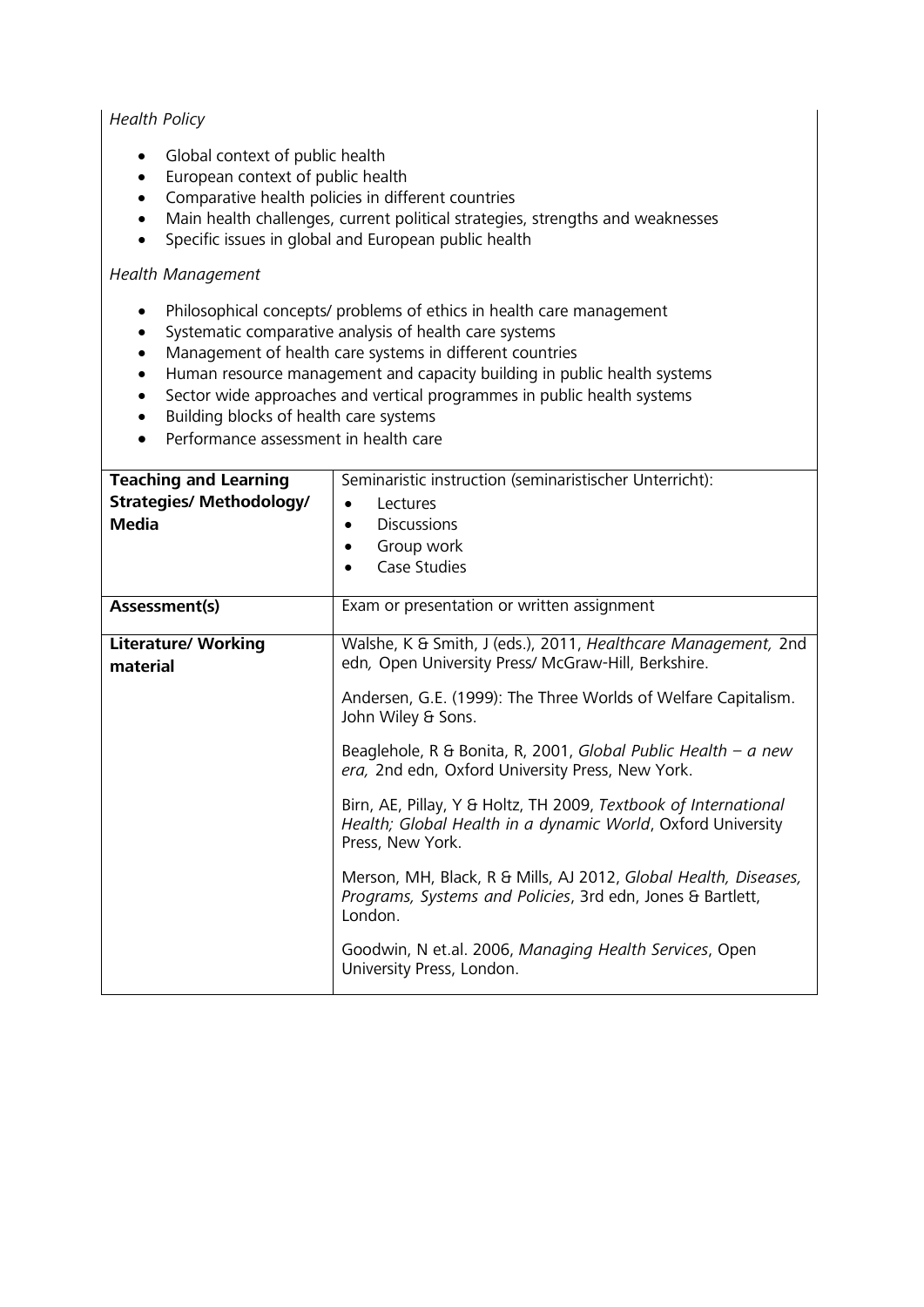*Health Policy*

- Global context of public health
- European context of public health
- Comparative health policies in different countries
- Main health challenges, current political strategies, strengths and weaknesses
- Specific issues in global and European public health

*Health Management*

- Philosophical concepts/ problems of ethics in health care management
- Systematic comparative analysis of health care systems
- Management of health care systems in different countries
- Human resource management and capacity building in public health systems
- Sector wide approaches and vertical programmes in public health systems
- Building blocks of health care systems
- Performance assessment in health care

| | |
|---|---|
| **Teaching and Learning Strategies/ Methodology/ Media** | Seminaristic instruction (seminaristischer Unterricht): <br>• Lectures <br>• Discussions <br>• Group work <br>• Case Studies |
| **Assessment(s)** | Exam or presentation or written assignment |
| **Literature/ Working material** | Walshe, K & Smith, J (eds.), 2011, *Healthcare Management,* 2nd edn*,* Open University Press/ McGraw-Hill, Berkshire. <br><br> Andersen, G.E. (1999): The Three Worlds of Welfare Capitalism. John Wiley & Sons. <br><br> Beaglehole, R & Bonita, R, 2001, *Global Public Health – a new era,* 2nd edn, Oxford University Press, New York. <br><br> Birn, AE, Pillay, Y & Holtz, TH 2009, *Textbook of International Health; Global Health in a dynamic World*, Oxford University Press, New York. <br><br> Merson, MH, Black, R & Mills, AJ 2012, *Global Health, Diseases, Programs, Systems and Policies*, 3rd edn, Jones & Bartlett, London. <br><br> Goodwin, N et.al. 2006, *Managing Health Services*, Open University Press, London. |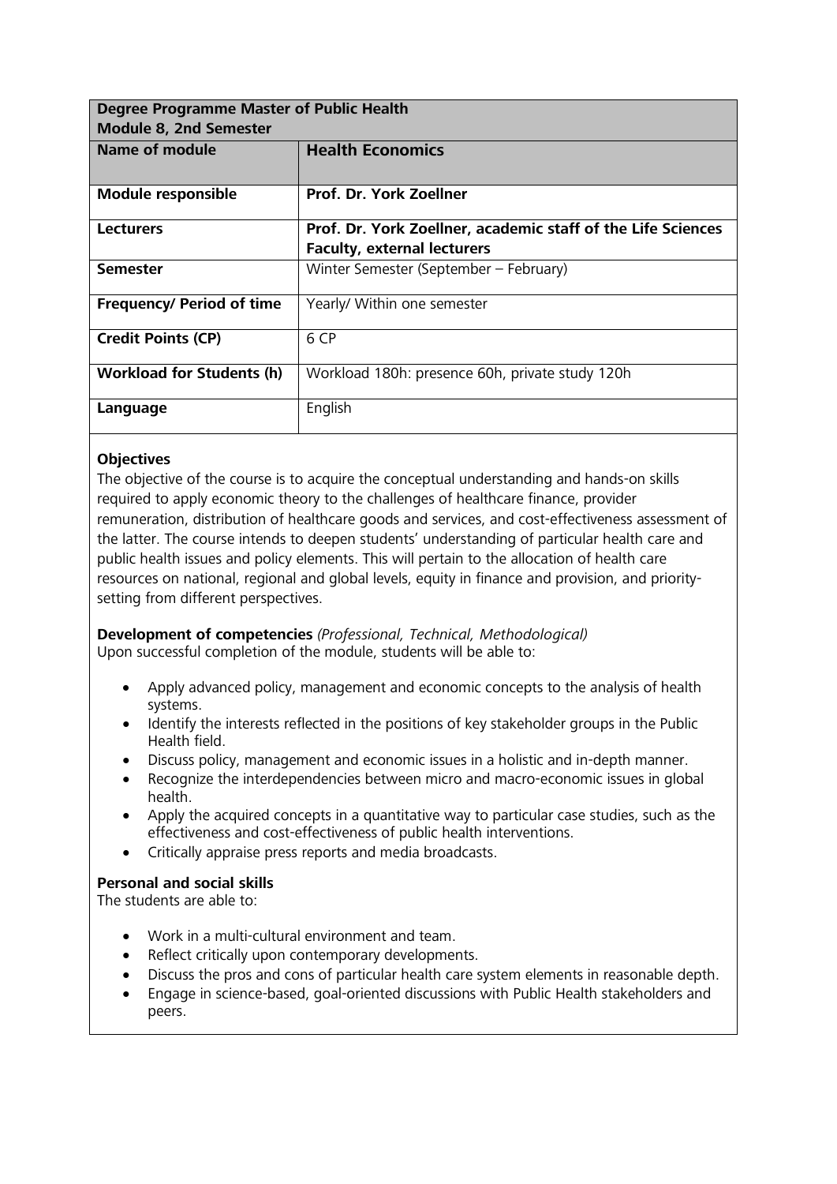| Degree Programme Master of Public Health<br>Module 8, 2nd Semester | |
|---|---|
| **Name of module** | **Health Economics** |
| **Module responsible** | **Prof. Dr. York Zoellner** |
| **Lecturers** | **Prof. Dr. York Zoellner, academic staff of the Life Sciences Faculty, external lecturers** |
| **Semester** | Winter Semester (September – February) |
| **Frequency/ Period of time** | Yearly/ Within one semester |
| **Credit Points (CP)** | 6 CP |
| **Workload for Students (h)** | Workload 180h: presence 60h, private study 120h |
| **Language** | English |

**Objectives**

The objective of the course is to acquire the conceptual understanding and hands-on skills required to apply economic theory to the challenges of healthcare finance, provider remuneration, distribution of healthcare goods and services, and cost-effectiveness assessment of the latter. The course intends to deepen students' understanding of particular health care and public health issues and policy elements. This will pertain to the allocation of health care resources on national, regional and global levels, equity in finance and provision, and priority-setting from different perspectives.

**Development of competencies** *(Professional, Technical, Methodological)*

Upon successful completion of the module, students will be able to:

- Apply advanced policy, management and economic concepts to the analysis of health systems.
- Identify the interests reflected in the positions of key stakeholder groups in the Public Health field.
- Discuss policy, management and economic issues in a holistic and in-depth manner.
- Recognize the interdependencies between micro and macro-economic issues in global health.
- Apply the acquired concepts in a quantitative way to particular case studies, such as the effectiveness and cost-effectiveness of public health interventions.
- Critically appraise press reports and media broadcasts.

**Personal and social skills**

The students are able to:

- Work in a multi-cultural environment and team.
- Reflect critically upon contemporary developments.
- Discuss the pros and cons of particular health care system elements in reasonable depth.
- Engage in science-based, goal-oriented discussions with Public Health stakeholders and peers.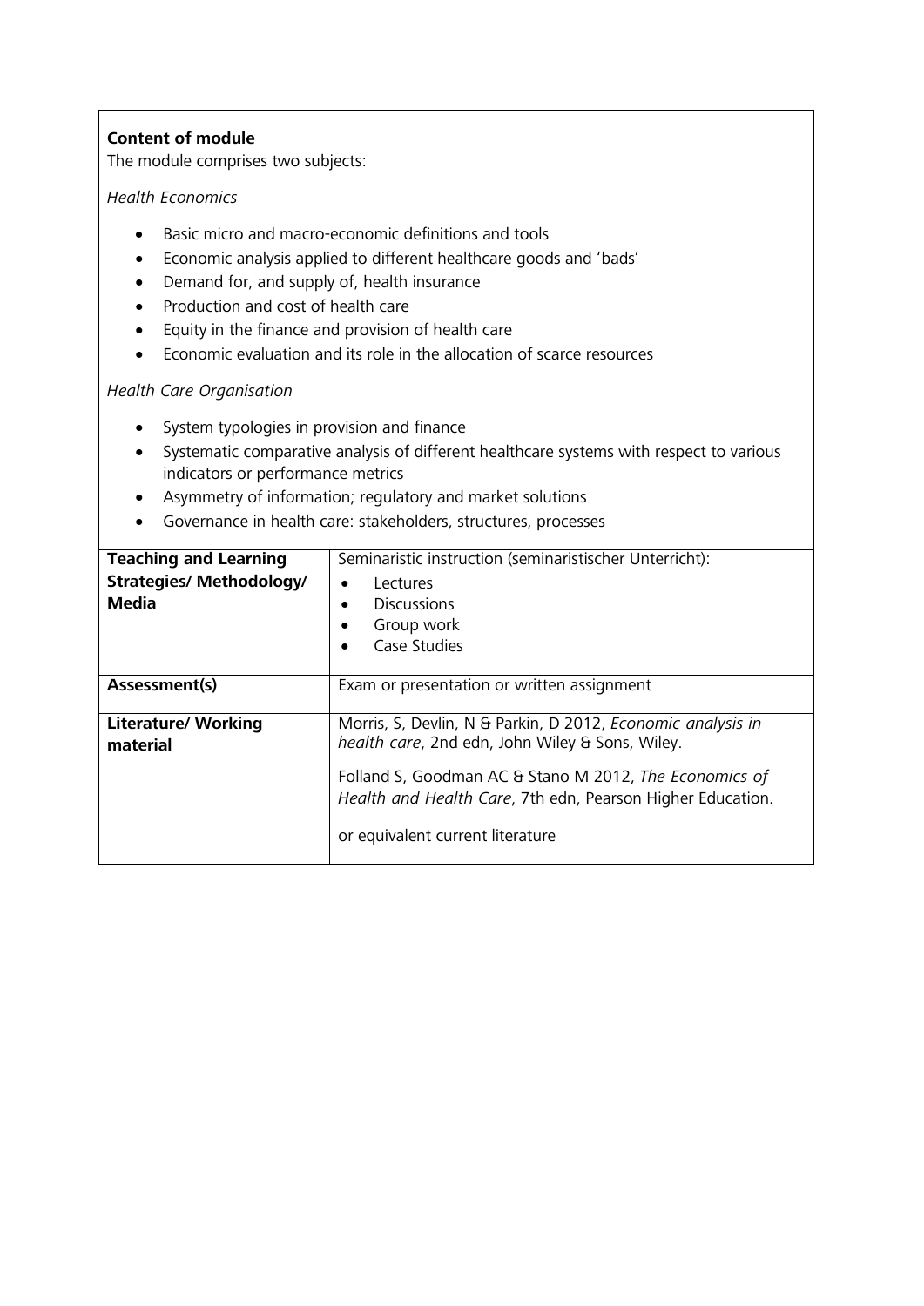**Content of module**

The module comprises two subjects:

*Health Economics*

- Basic micro and macro-economic definitions and tools
- Economic analysis applied to different healthcare goods and 'bads'
- Demand for, and supply of, health insurance
- Production and cost of health care
- Equity in the finance and provision of health care
- Economic evaluation and its role in the allocation of scarce resources

*Health Care Organisation*

- System typologies in provision and finance
- Systematic comparative analysis of different healthcare systems with respect to various indicators or performance metrics
- Asymmetry of information; regulatory and market solutions
- Governance in health care: stakeholders, structures, processes

| | |
|---|---|
| **Teaching and Learning Strategies/ Methodology/ Media** | Seminaristic instruction (seminaristischer Unterricht): <br>• Lectures <br>• Discussions <br>• Group work <br>• Case Studies |
| **Assessment(s)** | Exam or presentation or written assignment |
| **Literature/ Working material** | Morris, S, Devlin, N & Parkin, D 2012, *Economic analysis in health care*, 2nd edn, John Wiley & Sons, Wiley. <br><br>Folland S, Goodman AC & Stano M 2012, *The Economics of Health and Health Care*, 7th edn, Pearson Higher Education. <br><br>or equivalent current literature |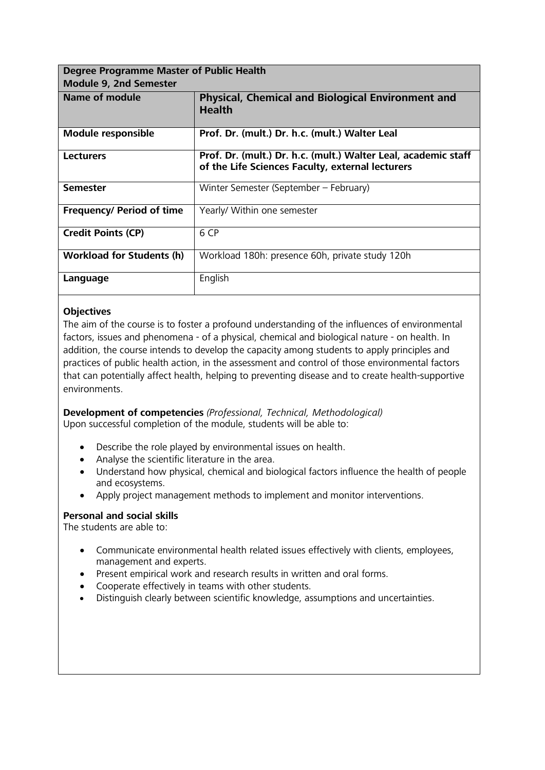| Degree Programme Master of Public Health<br>Module 9, 2nd Semester | |
|---|---|
| **Name of module** | **Physical, Chemical and Biological Environment and Health** |
| **Module responsible** | **Prof. Dr. (mult.) Dr. h.c. (mult.) Walter Leal** |
| **Lecturers** | **Prof. Dr. (mult.) Dr. h.c. (mult.) Walter Leal, academic staff of the Life Sciences Faculty, external lecturers** |
| **Semester** | Winter Semester (September – February) |
| **Frequency/ Period of time** | Yearly/ Within one semester |
| **Credit Points (CP)** | 6 CP |
| **Workload for Students (h)** | Workload 180h: presence 60h, private study 120h |
| **Language** | English |

**Objectives**

The aim of the course is to foster a profound understanding of the influences of environmental factors, issues and phenomena - of a physical, chemical and biological nature - on health. In addition, the course intends to develop the capacity among students to apply principles and practices of public health action, in the assessment and control of those environmental factors that can potentially affect health, helping to preventing disease and to create health-supportive environments.

**Development of competencies** *(Professional, Technical, Methodological)*

Upon successful completion of the module, students will be able to:

- Describe the role played by environmental issues on health.
- Analyse the scientific literature in the area.
- Understand how physical, chemical and biological factors influence the health of people and ecosystems.
- Apply project management methods to implement and monitor interventions.

**Personal and social skills**

The students are able to:

- Communicate environmental health related issues effectively with clients, employees, management and experts.
- Present empirical work and research results in written and oral forms.
- Cooperate effectively in teams with other students.
- Distinguish clearly between scientific knowledge, assumptions and uncertainties.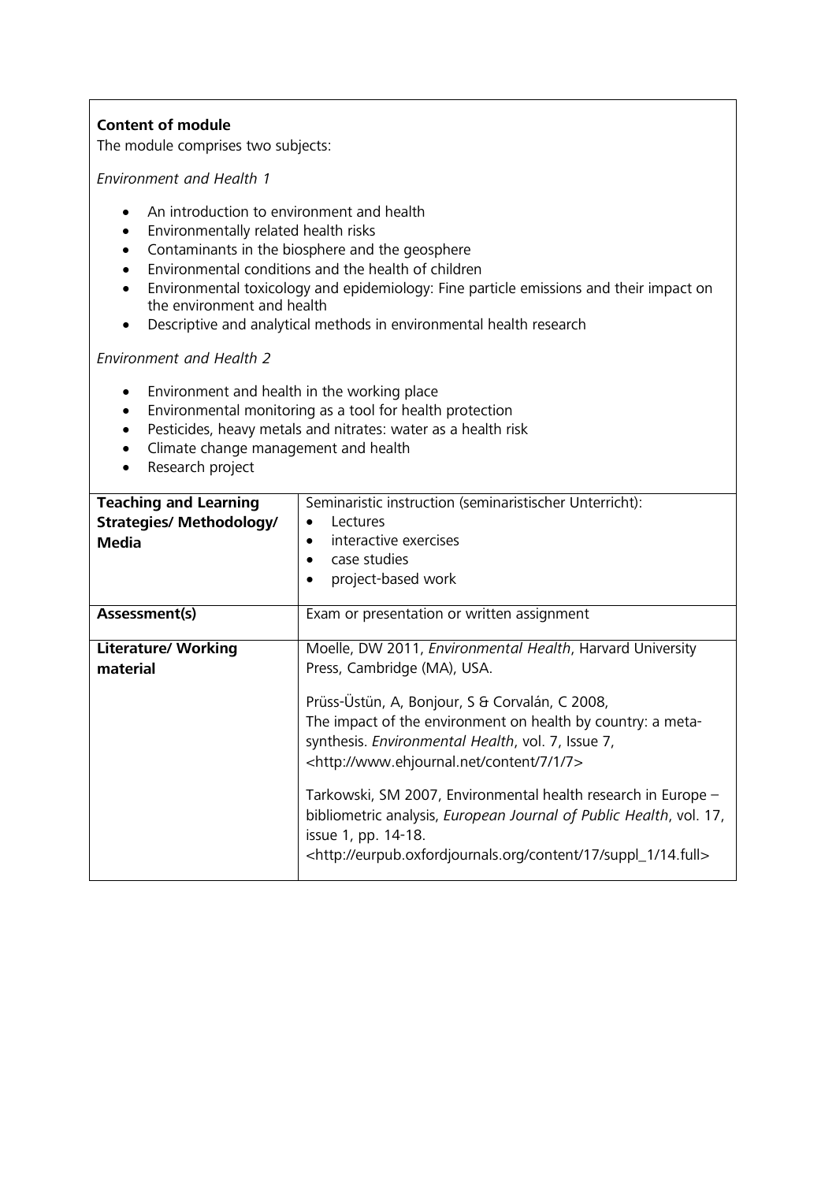**Content of module**

The module comprises two subjects:

*Environment and Health 1*

- An introduction to environment and health
- Environmentally related health risks
- Contaminants in the biosphere and the geosphere
- Environmental conditions and the health of children
- Environmental toxicology and epidemiology: Fine particle emissions and their impact on the environment and health
- Descriptive and analytical methods in environmental health research

*Environment and Health 2*

- Environment and health in the working place
- Environmental monitoring as a tool for health protection
- Pesticides, heavy metals and nitrates: water as a health risk
- Climate change management and health
- Research project

| | |
|---|---|
| **Teaching and Learning Strategies/ Methodology/ Media** | Seminaristic instruction (seminaristischer Unterricht):<br>• Lectures<br>• interactive exercises<br>• case studies<br>• project-based work |
| **Assessment(s)** | Exam or presentation or written assignment |
| **Literature/ Working material** | Moelle, DW 2011, *Environmental Health*, Harvard University Press, Cambridge (MA), USA.<br><br>Prüss-Üstün, A, Bonjour, S & Corvalán, C 2008, The impact of the environment on health by country: a meta-synthesis. *Environmental Health*, vol. 7, Issue 7, <http://www.ehjournal.net/content/7/1/7><br><br>Tarkowski, SM 2007, Environmental health research in Europe – bibliometric analysis, *European Journal of Public Health*, vol. 17, issue 1, pp. 14-18. <http://eurpub.oxfordjournals.org/content/17/suppl_1/14.full> |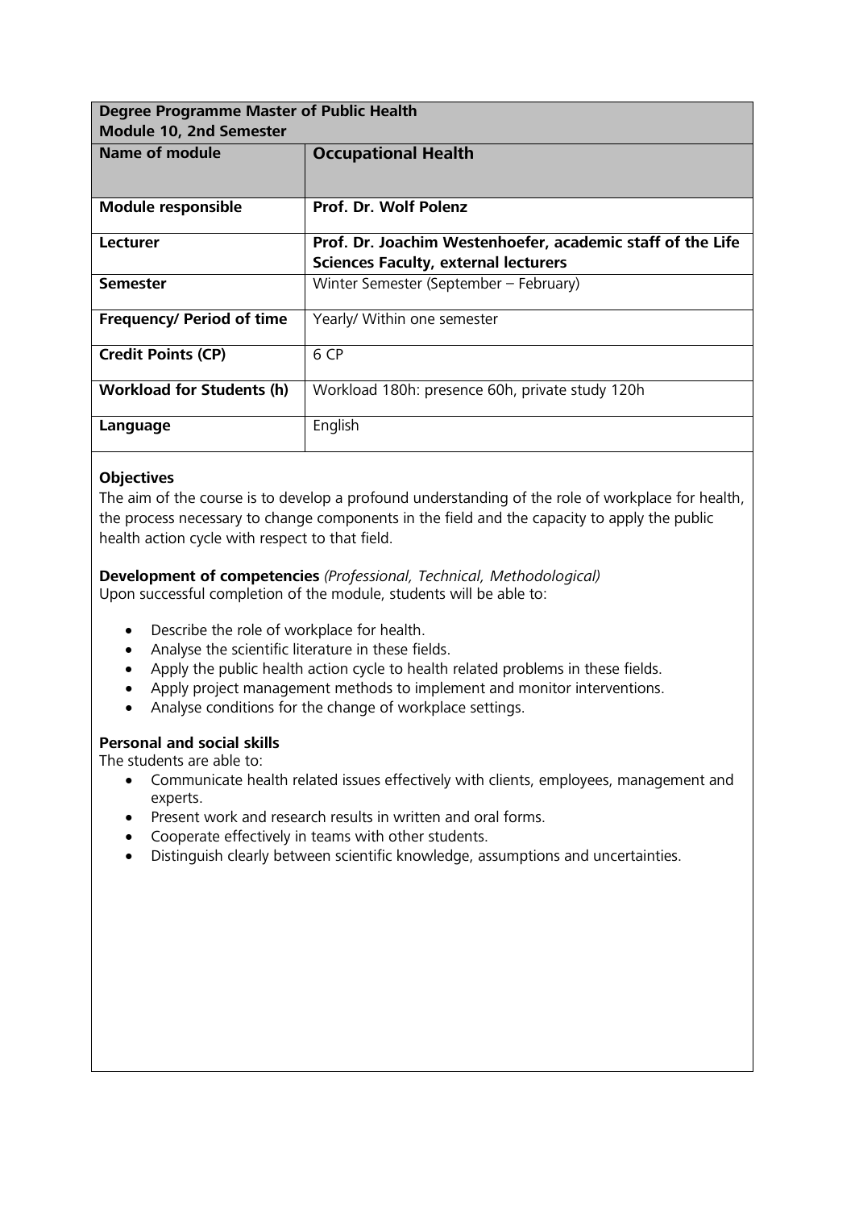| **Degree Programme Master of Public Health**<br>**Module 10, 2nd Semester** | |
|---|---|
| **Name of module** | **Occupational Health** |
| **Module responsible** | **Prof. Dr. Wolf Polenz** |
| **Lecturer** | **Prof. Dr. Joachim Westenhoefer, academic staff of the Life Sciences Faculty, external lecturers** |
| **Semester** | Winter Semester (September – February) |
| **Frequency/ Period of time** | Yearly/ Within one semester |
| **Credit Points (CP)** | 6 CP |
| **Workload for Students (h)** | Workload 180h: presence 60h, private study 120h |
| **Language** | English |

**Objectives**

The aim of the course is to develop a profound understanding of the role of workplace for health, the process necessary to change components in the field and the capacity to apply the public health action cycle with respect to that field.

**Development of competencies** *(Professional, Technical, Methodological)*

Upon successful completion of the module, students will be able to:

- Describe the role of workplace for health.
- Analyse the scientific literature in these fields.
- Apply the public health action cycle to health related problems in these fields.
- Apply project management methods to implement and monitor interventions.
- Analyse conditions for the change of workplace settings.

**Personal and social skills**

The students are able to:

- Communicate health related issues effectively with clients, employees, management and experts.
- Present work and research results in written and oral forms.
- Cooperate effectively in teams with other students.
- Distinguish clearly between scientific knowledge, assumptions and uncertainties.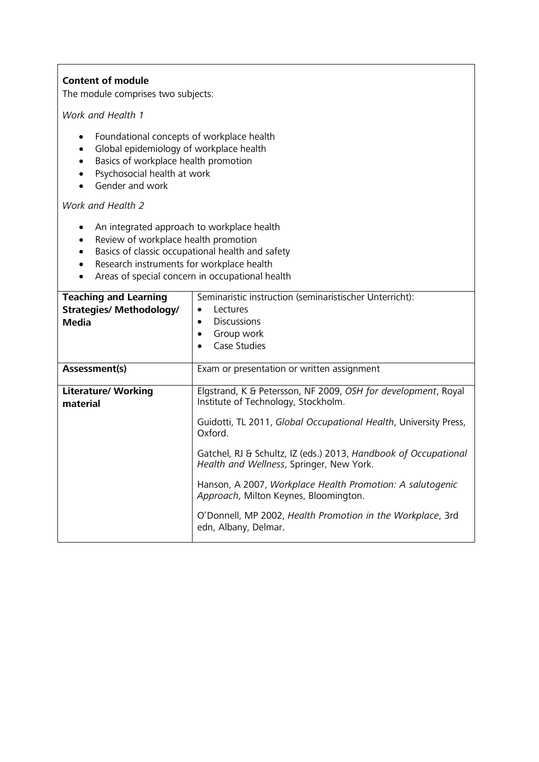**Content of module**

The module comprises two subjects:

*Work and Health 1*

- Foundational concepts of workplace health
- Global epidemiology of workplace health
- Basics of workplace health promotion
- Psychosocial health at work
- Gender and work

*Work and Health 2*

- An integrated approach to workplace health
- Review of workplace health promotion
- Basics of classic occupational health and safety
- Research instruments for workplace health
- Areas of special concern in occupational health

| | |
|---|---|
| **Teaching and Learning Strategies/ Methodology/ Media** | Seminaristic instruction (seminaristischer Unterricht):<br>• Lectures<br>• Discussions<br>• Group work<br>• Case Studies |
| **Assessment(s)** | Exam or presentation or written assignment |
| **Literature/ Working material** | Elgstrand, K & Petersson, NF 2009, *OSH for development*, Royal Institute of Technology, Stockholm.<br><br>Guidotti, TL 2011, *Global Occupational Health*, University Press, Oxford.<br><br>Gatchel, RJ & Schultz, IZ (eds.) 2013, *Handbook of Occupational Health and Wellness*, Springer, New York.<br><br>Hanson, A 2007, *Workplace Health Promotion: A salutogenic Approach*, Milton Keynes, Bloomington.<br><br>O'Donnell, MP 2002, *Health Promotion in the Workplace*, 3rd edn, Albany, Delmar. |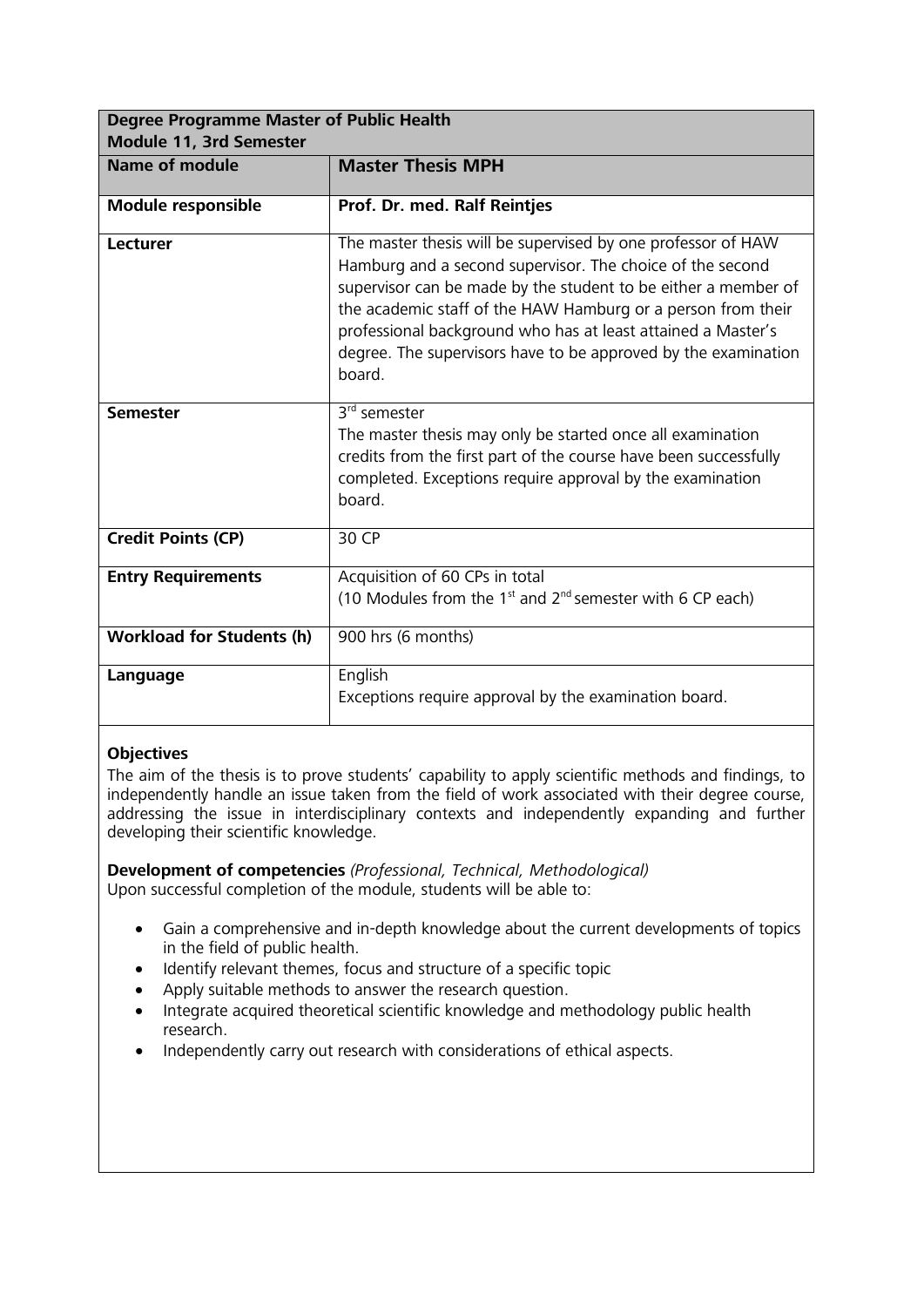| Degree Programme Master of Public Health Module 11, 3rd Semester | |
|---|---|
| **Name of module** | **Master Thesis MPH** |
| **Module responsible** | **Prof. Dr. med. Ralf Reintjes** |
| **Lecturer** | The master thesis will be supervised by one professor of HAW Hamburg and a second supervisor. The choice of the second supervisor can be made by the student to be either a member of the academic staff of the HAW Hamburg or a person from their professional background who has at least attained a Master's degree. The supervisors have to be approved by the examination board. |
| **Semester** | 3rd semester<br>The master thesis may only be started once all examination credits from the first part of the course have been successfully completed. Exceptions require approval by the examination board. |
| **Credit Points (CP)** | 30 CP |
| **Entry Requirements** | Acquisition of 60 CPs in total<br>(10 Modules from the 1st and 2nd semester with 6 CP each) |
| **Workload for Students (h)** | 900 hrs (6 months) |
| **Language** | English<br>Exceptions require approval by the examination board. |

**Objectives**

The aim of the thesis is to prove students' capability to apply scientific methods and findings, to independently handle an issue taken from the field of work associated with their degree course, addressing the issue in interdisciplinary contexts and independently expanding and further developing their scientific knowledge.

**Development of competencies** *(Professional, Technical, Methodological)*

Upon successful completion of the module, students will be able to:

- Gain a comprehensive and in-depth knowledge about the current developments of topics in the field of public health.
- Identify relevant themes, focus and structure of a specific topic
- Apply suitable methods to answer the research question.
- Integrate acquired theoretical scientific knowledge and methodology public health research.
- Independently carry out research with considerations of ethical aspects.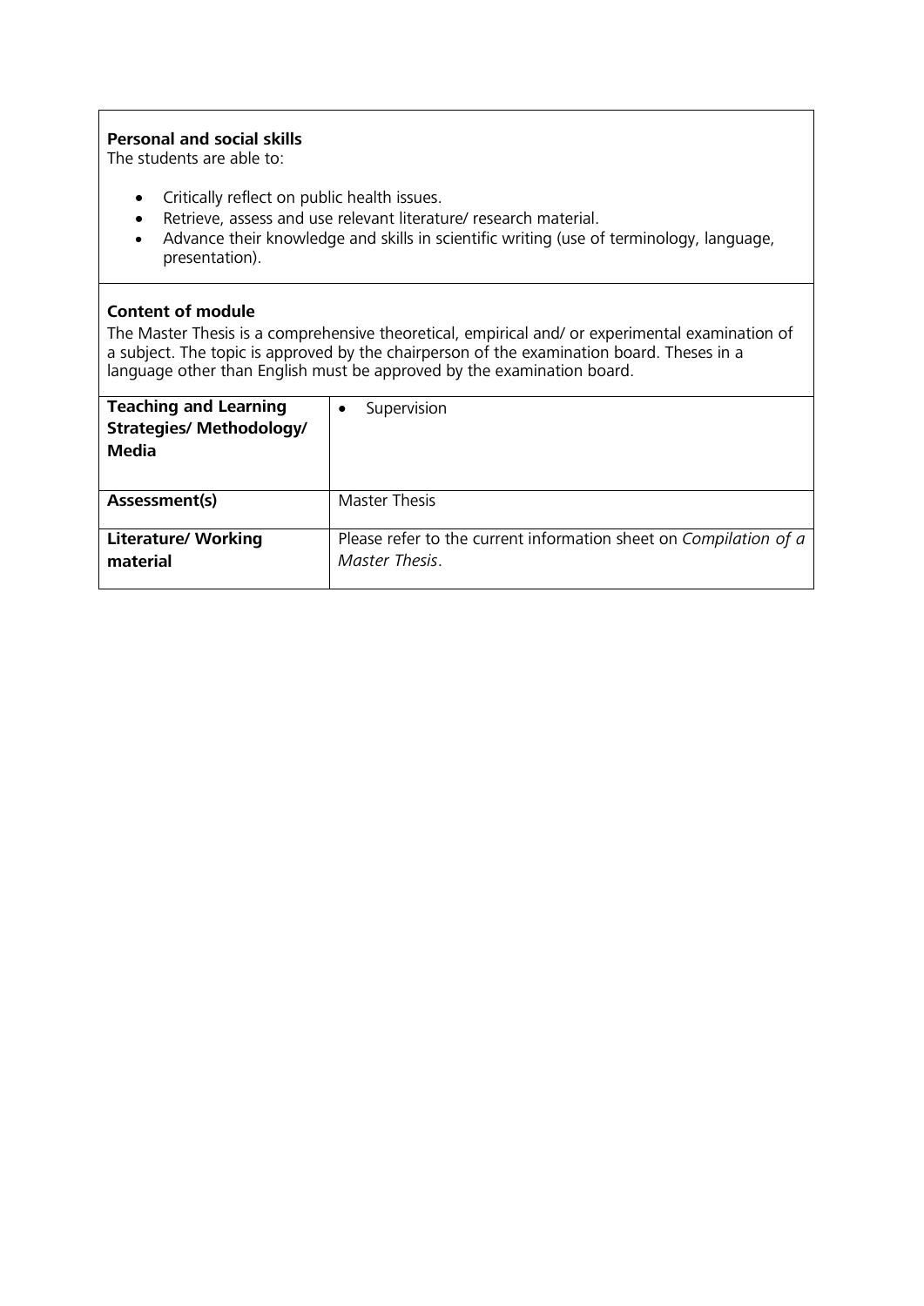**Personal and social skills**
The students are able to:

- Critically reflect on public health issues.
- Retrieve, assess and use relevant literature/ research material.
- Advance their knowledge and skills in scientific writing (use of terminology, language, presentation).

**Content of module**
The Master Thesis is a comprehensive theoretical, empirical and/ or experimental examination of a subject. The topic is approved by the chairperson of the examination board. Theses in a language other than English must be approved by the examination board.

| | |
|---|---|
| **Teaching and Learning Strategies/ Methodology/ Media** | • Supervision |
| **Assessment(s)** | Master Thesis |
| **Literature/ Working material** | Please refer to the current information sheet on *Compilation of a Master Thesis*. |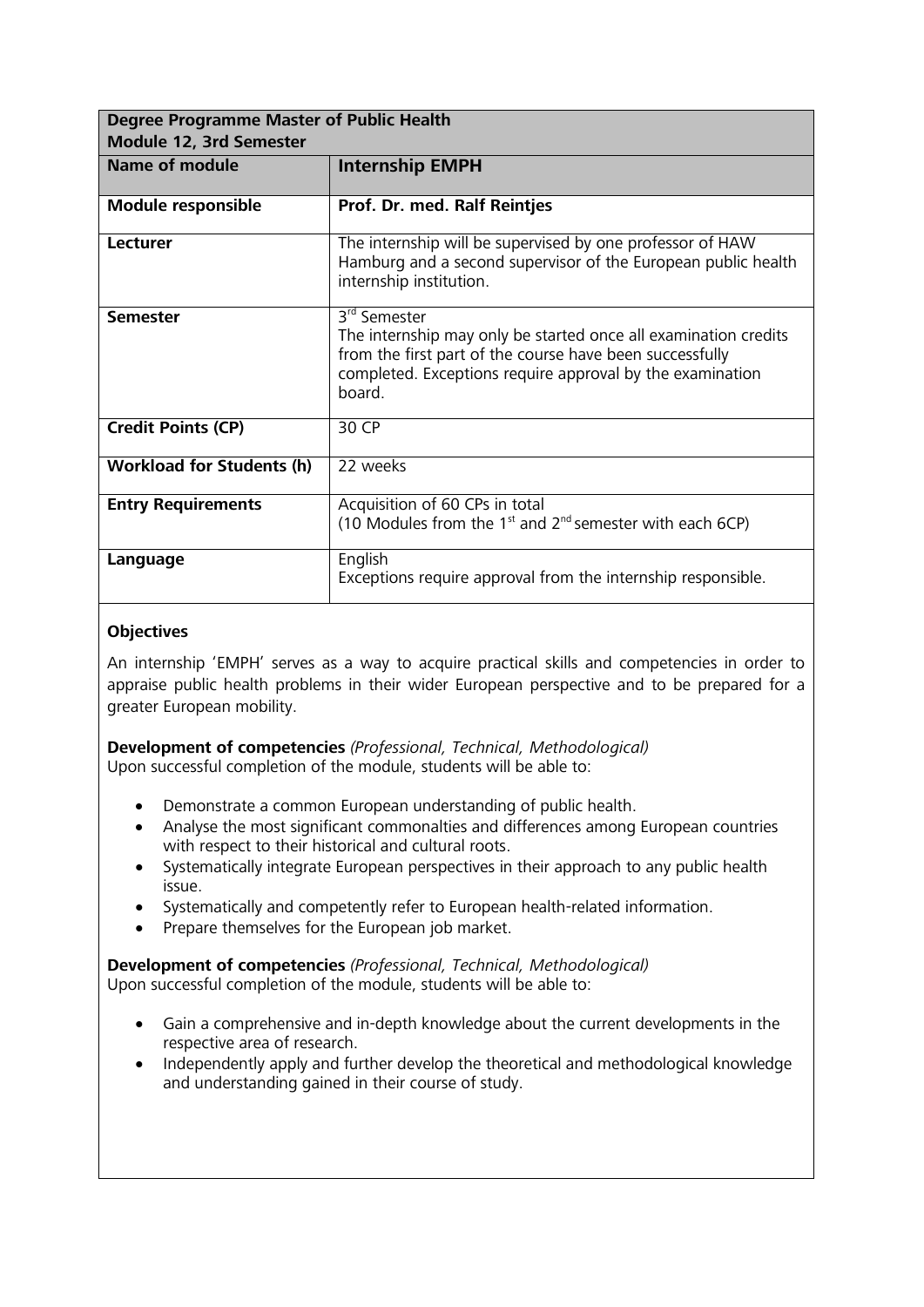| Degree Programme Master of Public Health<br>Module 12, 3rd Semester | |
|---|---|
| **Name of module** | **Internship EMPH** |
| **Module responsible** | **Prof. Dr. med. Ralf Reintjes** |
| **Lecturer** | The internship will be supervised by one professor of HAW Hamburg and a second supervisor of the European public health internship institution. |
| **Semester** | 3rd Semester<br>The internship may only be started once all examination credits from the first part of the course have been successfully completed. Exceptions require approval by the examination board. |
| **Credit Points (CP)** | 30 CP |
| **Workload for Students (h)** | 22 weeks |
| **Entry Requirements** | Acquisition of 60 CPs in total<br>(10 Modules from the 1st and 2nd semester with each 6CP) |
| **Language** | English<br>Exceptions require approval from the internship responsible. |

**Objectives**

An internship 'EMPH' serves as a way to acquire practical skills and competencies in order to appraise public health problems in their wider European perspective and to be prepared for a greater European mobility.

**Development of competencies** *(Professional, Technical, Methodological)*
Upon successful completion of the module, students will be able to:

- Demonstrate a common European understanding of public health.
- Analyse the most significant commonalties and differences among European countries with respect to their historical and cultural roots.
- Systematically integrate European perspectives in their approach to any public health issue.
- Systematically and competently refer to European health-related information.
- Prepare themselves for the European job market.

**Development of competencies** *(Professional, Technical, Methodological)*
Upon successful completion of the module, students will be able to:

- Gain a comprehensive and in-depth knowledge about the current developments in the respective area of research.
- Independently apply and further develop the theoretical and methodological knowledge and understanding gained in their course of study.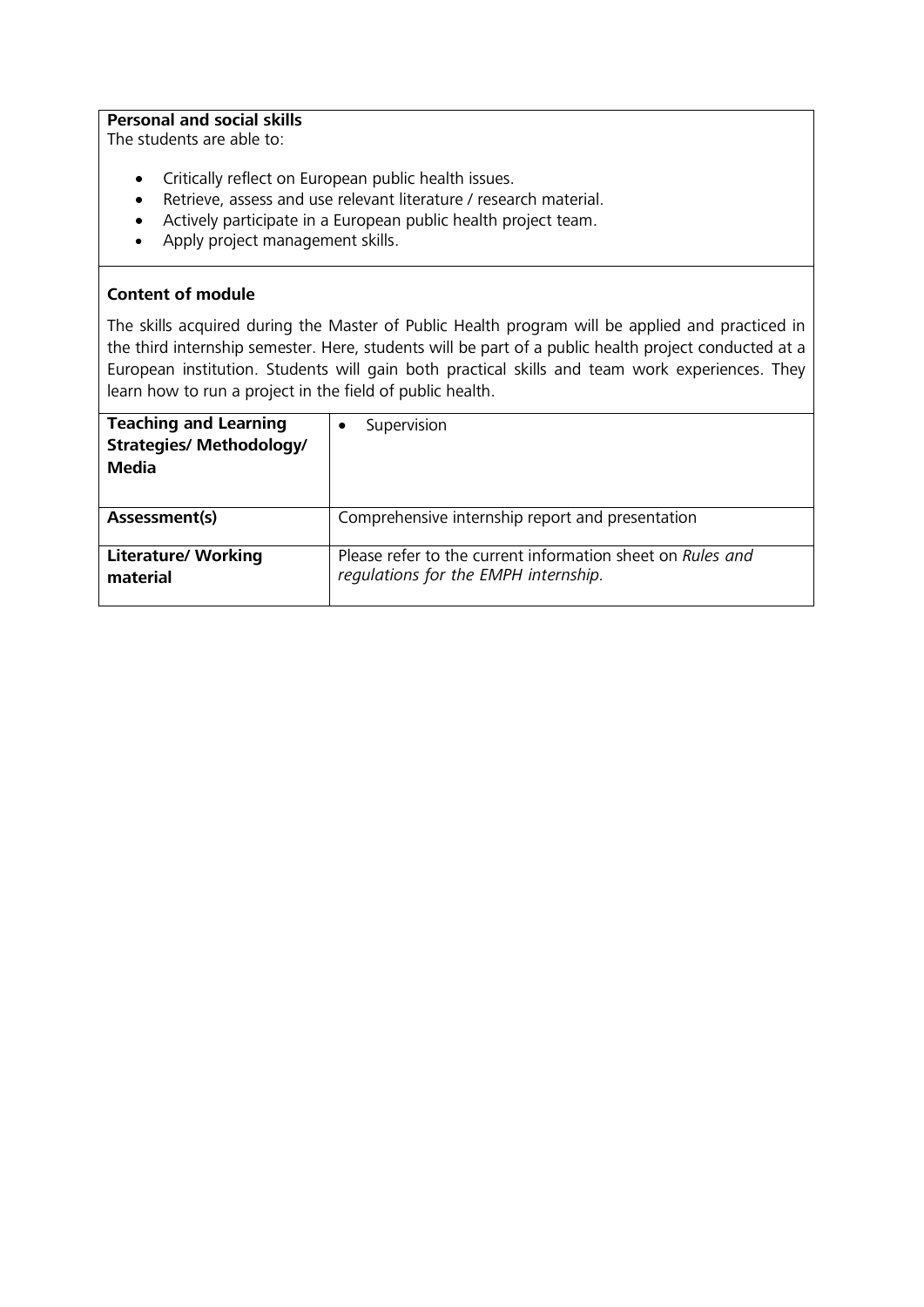**Personal and social skills**
The students are able to:

- Critically reflect on European public health issues.
- Retrieve, assess and use relevant literature / research material.
- Actively participate in a European public health project team.
- Apply project management skills.

**Content of module**

The skills acquired during the Master of Public Health program will be applied and practiced in the third internship semester. Here, students will be part of a public health project conducted at a European institution. Students will gain both practical skills and team work experiences. They learn how to run a project in the field of public health.

| | |
|---|---|
| **Teaching and Learning Strategies/ Methodology/ Media** | • Supervision |
| **Assessment(s)** | Comprehensive internship report and presentation |
| **Literature/ Working material** | Please refer to the current information sheet on *Rules and regulations for the EMPH internship.* |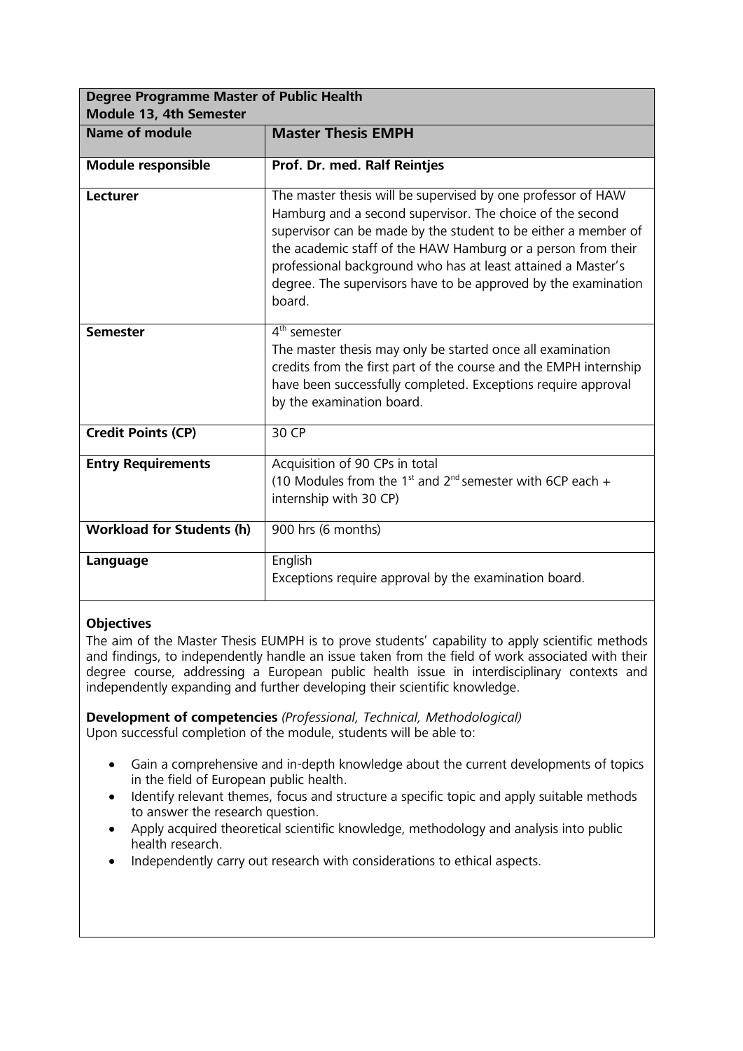| Degree Programme Master of Public Health Module 13, 4th Semester | |
|---|---|
| **Name of module** | **Master Thesis EMPH** |
| **Module responsible** | **Prof. Dr. med. Ralf Reintjes** |
| **Lecturer** | The master thesis will be supervised by one professor of HAW Hamburg and a second supervisor. The choice of the second supervisor can be made by the student to be either a member of the academic staff of the HAW Hamburg or a person from their professional background who has at least attained a Master's degree. The supervisors have to be approved by the examination board. |
| **Semester** | 4th semester<br>The master thesis may only be started once all examination credits from the first part of the course and the EMPH internship have been successfully completed. Exceptions require approval by the examination board. |
| **Credit Points (CP)** | 30 CP |
| **Entry Requirements** | Acquisition of 90 CPs in total<br>(10 Modules from the 1st and 2nd semester with 6CP each + internship with 30 CP) |
| **Workload for Students (h)** | 900 hrs (6 months) |
| **Language** | English<br>Exceptions require approval by the examination board. |

**Objectives**

The aim of the Master Thesis EUMPH is to prove students' capability to apply scientific methods and findings, to independently handle an issue taken from the field of work associated with their degree course, addressing a European public health issue in interdisciplinary contexts and independently expanding and further developing their scientific knowledge.

**Development of competencies** *(Professional, Technical, Methodological)*
Upon successful completion of the module, students will be able to:

- Gain a comprehensive and in-depth knowledge about the current developments of topics in the field of European public health.
- Identify relevant themes, focus and structure a specific topic and apply suitable methods to answer the research question.
- Apply acquired theoretical scientific knowledge, methodology and analysis into public health research.
- Independently carry out research with considerations to ethical aspects.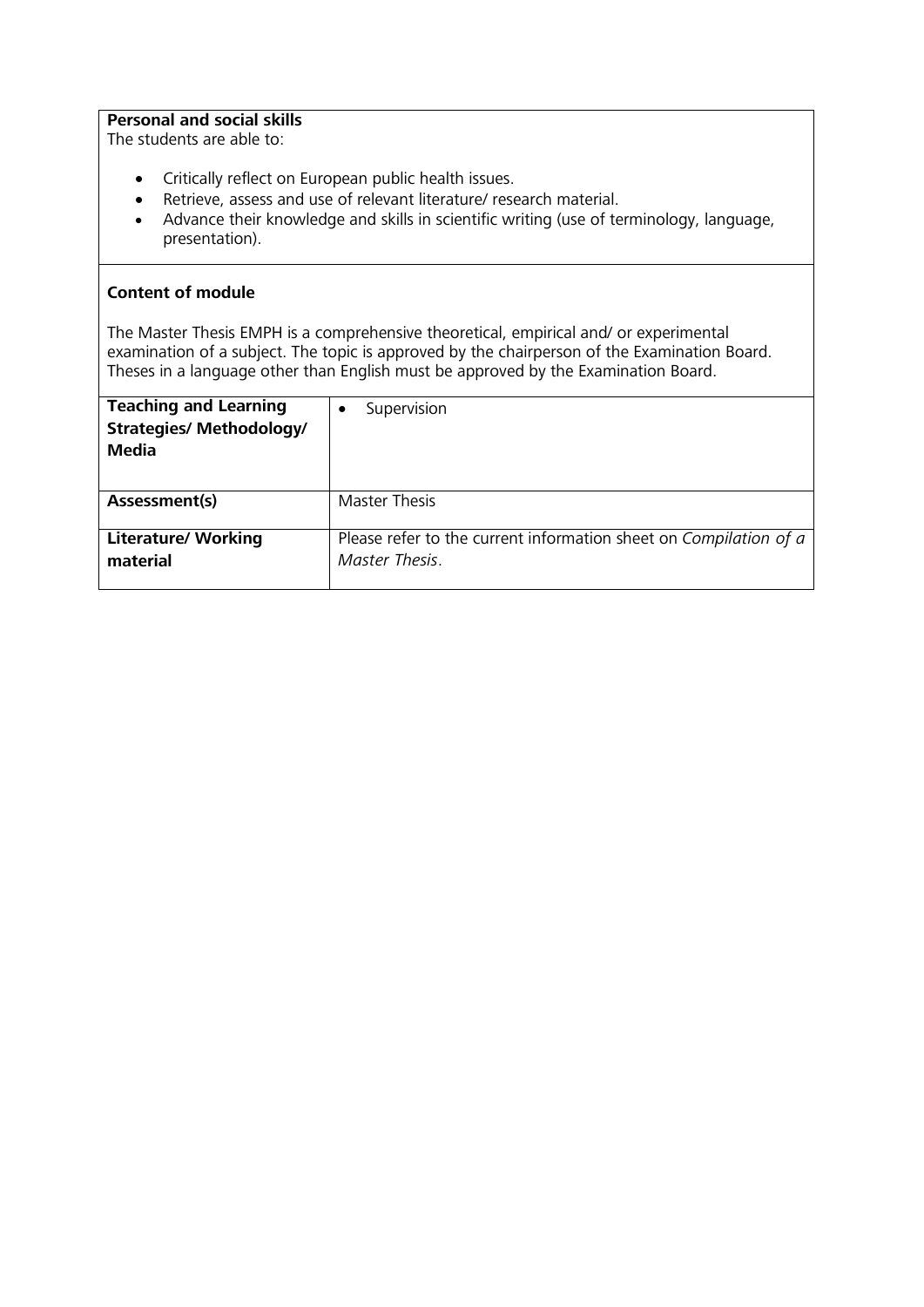**Personal and social skills**
The students are able to:

- Critically reflect on European public health issues.
- Retrieve, assess and use of relevant literature/ research material.
- Advance their knowledge and skills in scientific writing (use of terminology, language, presentation).

**Content of module**

The Master Thesis EMPH is a comprehensive theoretical, empirical and/ or experimental examination of a subject. The topic is approved by the chairperson of the Examination Board. Theses in a language other than English must be approved by the Examination Board.

| | |
|---|---|
| **Teaching and Learning Strategies/ Methodology/ Media** | • Supervision |
| **Assessment(s)** | Master Thesis |
| **Literature/ Working material** | Please refer to the current information sheet on *Compilation of a Master Thesis*. |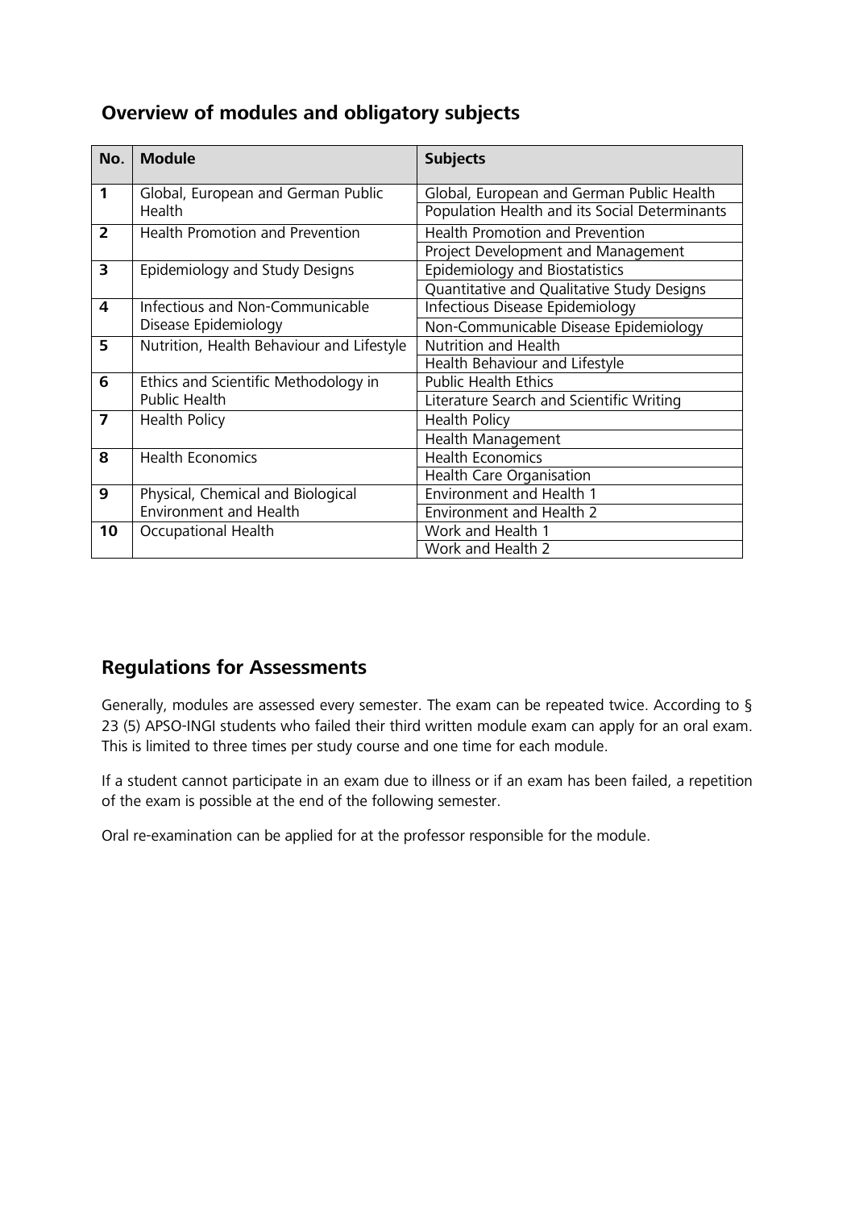## Overview of modules and obligatory subjects

| No. | Module | Subjects |
|---|---|---|
| **1** | Global, European and German Public Health | Global, European and German Public Health |
| | | Population Health and its Social Determinants |
| **2** | Health Promotion and Prevention | Health Promotion and Prevention |
| | | Project Development and Management |
| **3** | Epidemiology and Study Designs | Epidemiology and Biostatistics |
| | | Quantitative and Qualitative Study Designs |
| **4** | Infectious and Non-Communicable Disease Epidemiology | Infectious Disease Epidemiology |
| | | Non-Communicable Disease Epidemiology |
| **5** | Nutrition, Health Behaviour and Lifestyle | Nutrition and Health |
| | | Health Behaviour and Lifestyle |
| **6** | Ethics and Scientific Methodology in Public Health | Public Health Ethics |
| | | Literature Search and Scientific Writing |
| **7** | Health Policy | Health Policy |
| | | Health Management |
| **8** | Health Economics | Health Economics |
| | | Health Care Organisation |
| **9** | Physical, Chemical and Biological Environment and Health | Environment and Health 1 |
| | | Environment and Health 2 |
| **10** | Occupational Health | Work and Health 1 |
| | | Work and Health 2 |

## Regulations for Assessments

Generally, modules are assessed every semester. The exam can be repeated twice. According to § 23 (5) APSO-INGI students who failed their third written module exam can apply for an oral exam. This is limited to three times per study course and one time for each module.

If a student cannot participate in an exam due to illness or if an exam has been failed, a repetition of the exam is possible at the end of the following semester.

Oral re-examination can be applied for at the professor responsible for the module.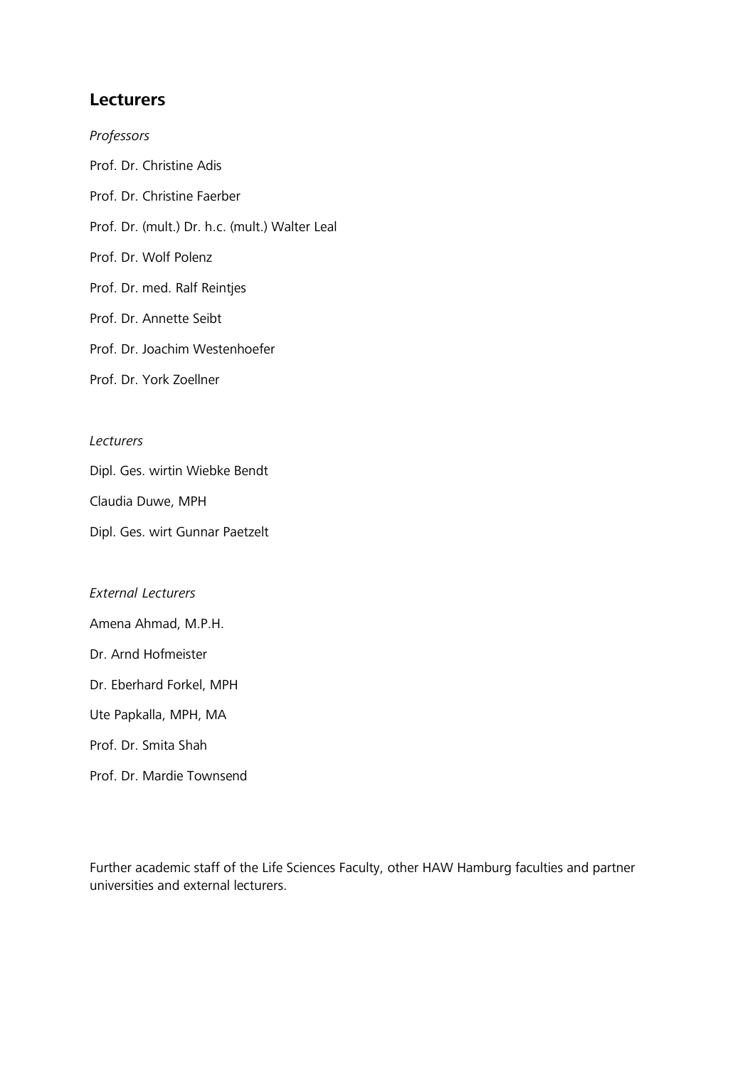## Lecturers

*Professors*

Prof. Dr. Christine Adis

Prof. Dr. Christine Faerber

Prof. Dr. (mult.) Dr. h.c. (mult.) Walter Leal

Prof. Dr. Wolf Polenz

Prof. Dr. med. Ralf Reintjes

Prof. Dr. Annette Seibt

Prof. Dr. Joachim Westenhoefer

Prof. Dr. York Zoellner

*Lecturers*

Dipl. Ges. wirtin Wiebke Bendt

Claudia Duwe, MPH

Dipl. Ges. wirt Gunnar Paetzelt

*External Lecturers*

Amena Ahmad, M.P.H.

Dr. Arnd Hofmeister

Dr. Eberhard Forkel, MPH

Ute Papkalla, MPH, MA

Prof. Dr. Smita Shah

Prof. Dr. Mardie Townsend

Further academic staff of the Life Sciences Faculty, other HAW Hamburg faculties and partner universities and external lecturers.